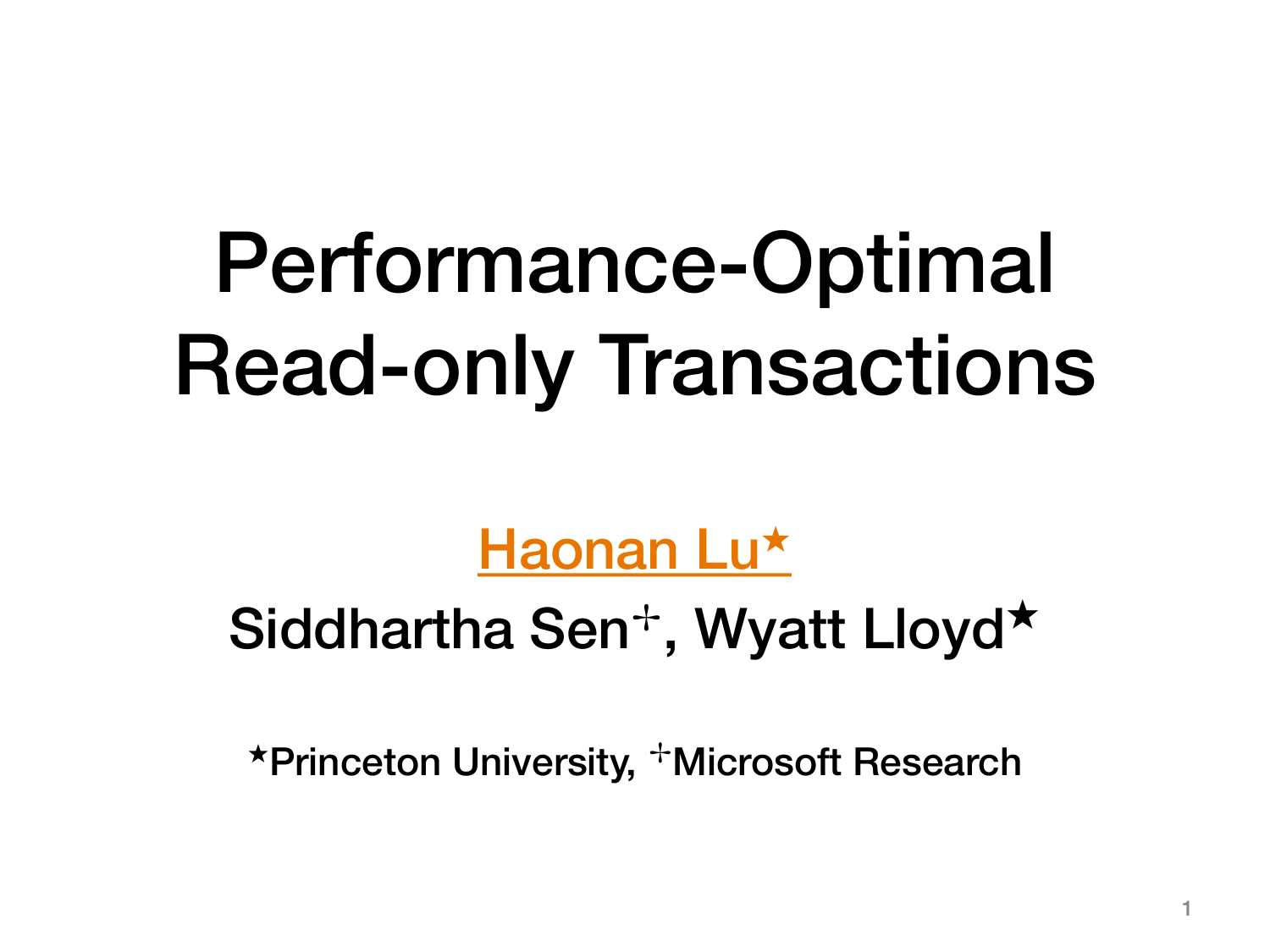# Performance-Optimal Read-only Transactions

Haonan Lu[★]

Siddhartha Sen[†], Wyatt Lloyd[★]

[★]Princeton University, [†]Microsoft Research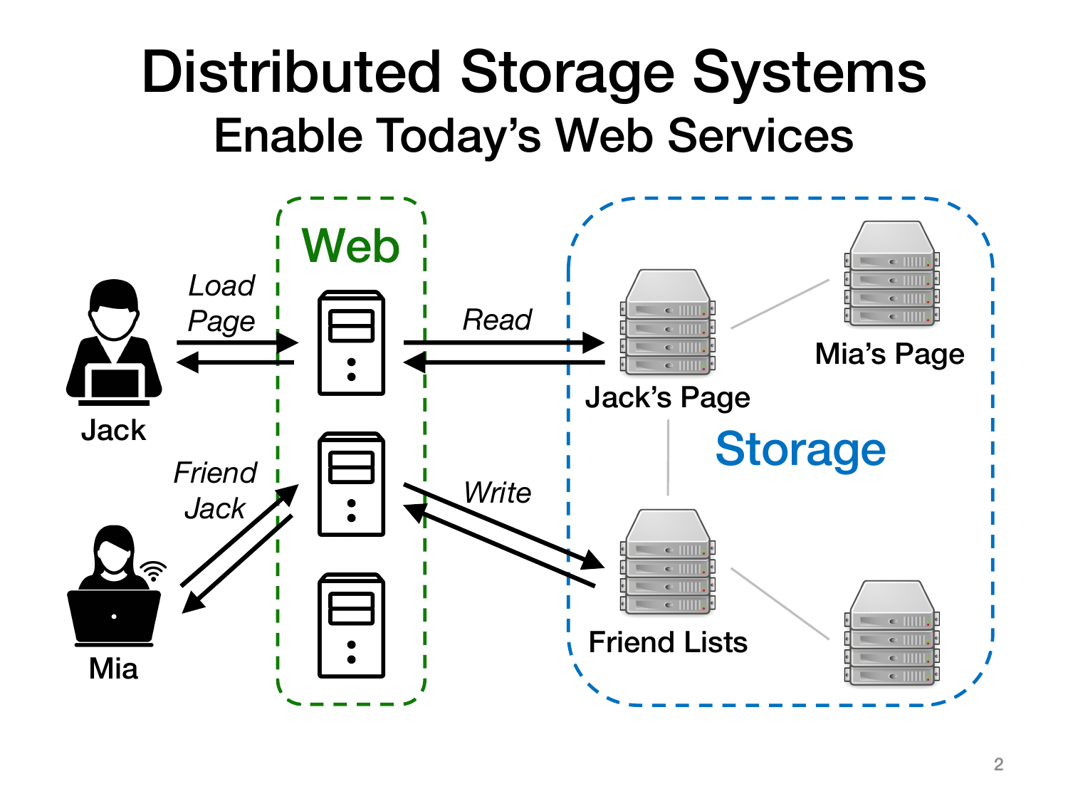# Distributed Storage Systems

## Enable Today's Web Services

Web

Storage

Jack

Mia

*Load Page*

*Friend Jack*

*Read*

*Write*

Jack's Page

Mia's Page

Friend Lists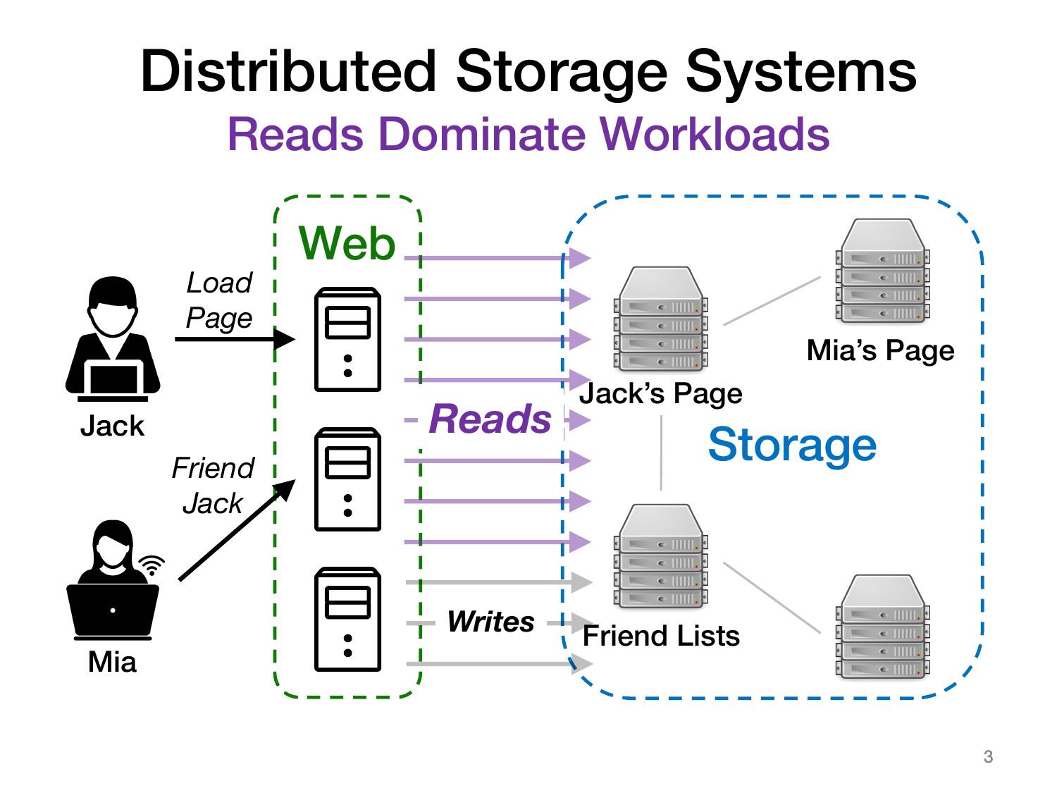# Distributed Storage Systems

## Reads Dominate Workloads

Jack — *Load Page* → Web

Mia — *Friend Jack* → Web

Web → *Reads* → Storage

Web → *Writes* → Storage

Storage: Jack's Page, Mia's Page, Friend Lists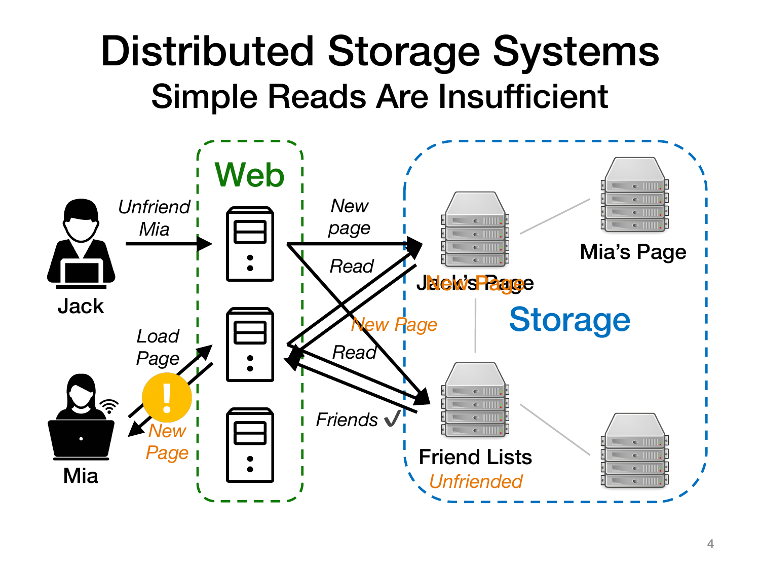# Distributed Storage Systems

## Simple Reads Are Insufficient

Web

Storage

Jack — *Unfriend Mia*

*New page*

*Read*

*New Page*

*Read*

*Friends* ✓

Mia — *Load Page*

*New Page*

Jack's Page / New Page

Mia's Page

Friend Lists

*Unfriended*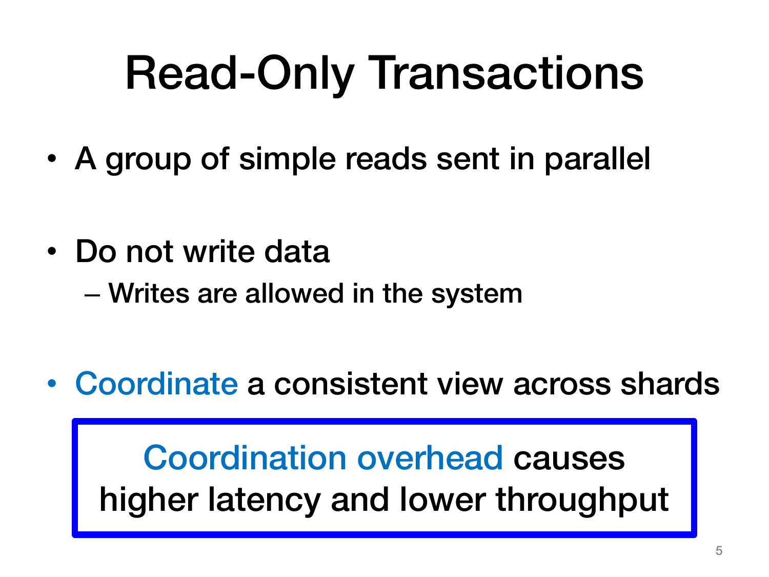# Read-Only Transactions

- A group of simple reads sent in parallel
- Do not write data
  - Writes are allowed in the system
- Coordinate a consistent view across shards

Coordination overhead causes higher latency and lower throughput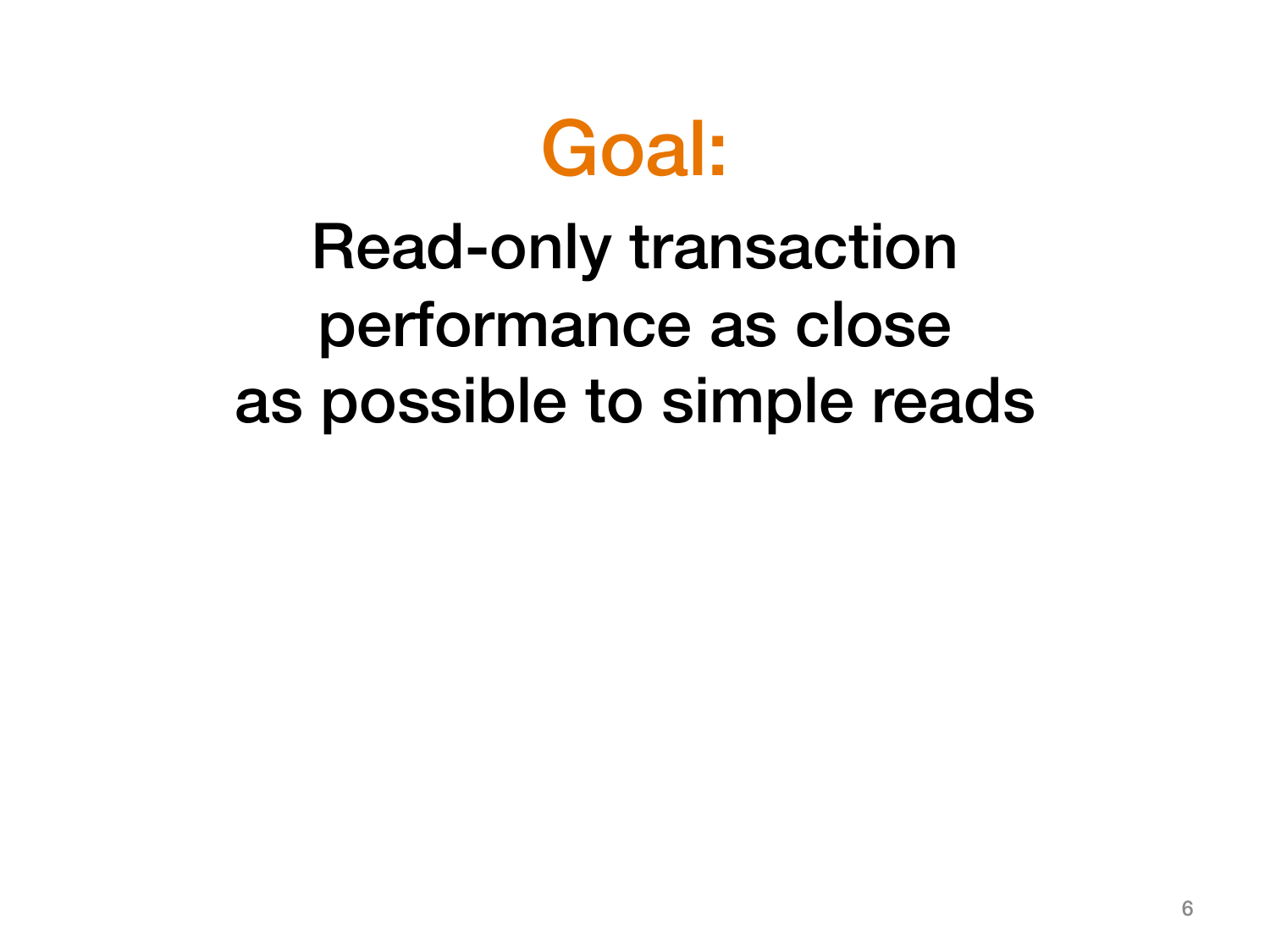# Goal:

Read-only transaction performance as close as possible to simple reads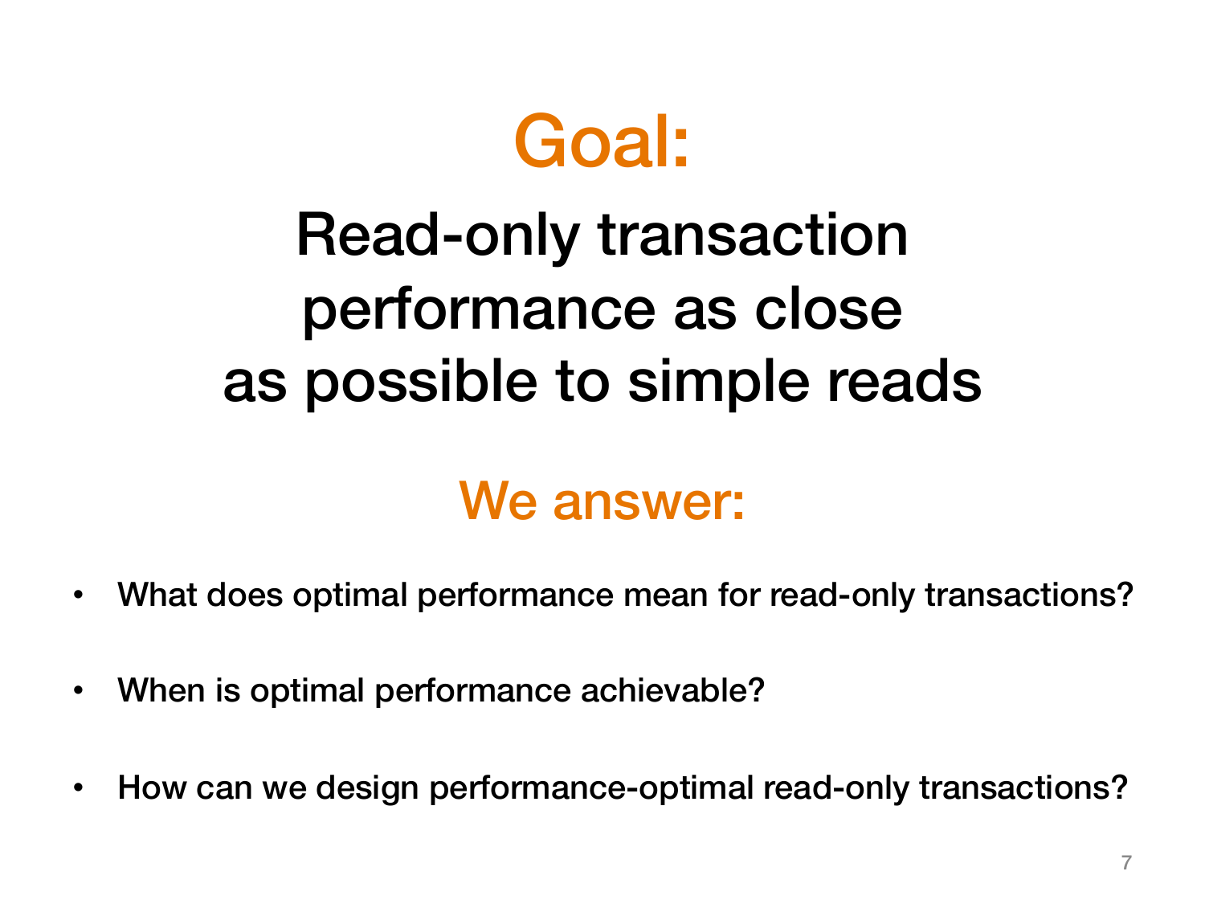# Goal:

## Read-only transaction performance as close as possible to simple reads

## We answer:

- What does optimal performance mean for read-only transactions?
- When is optimal performance achievable?
- How can we design performance-optimal read-only transactions?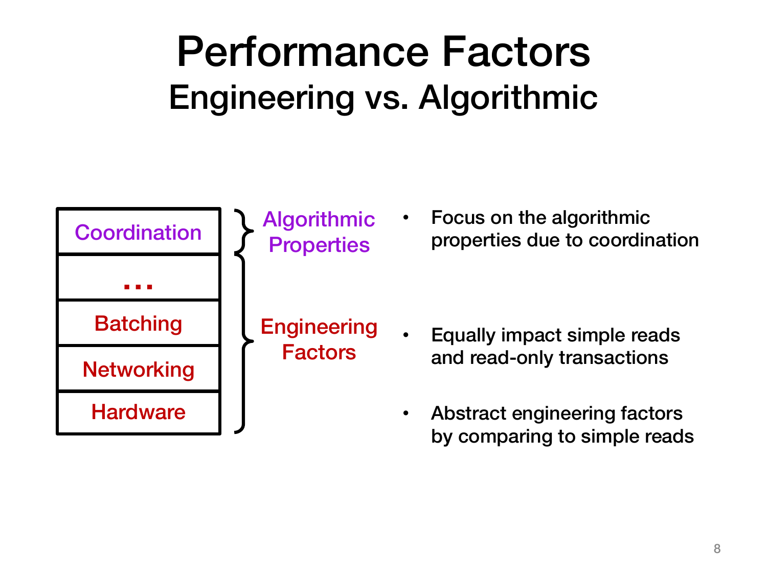# Performance Factors

## Engineering vs. Algorithmic

| Layer | Category |
| --- | --- |
| Coordination | Algorithmic Properties |
| ... | Engineering Factors |
| Batching | Engineering Factors |
| Networking | Engineering Factors |
| Hardware | Engineering Factors |

- Focus on the algorithmic properties due to coordination
- Equally impact simple reads and read-only transactions
- Abstract engineering factors by comparing to simple reads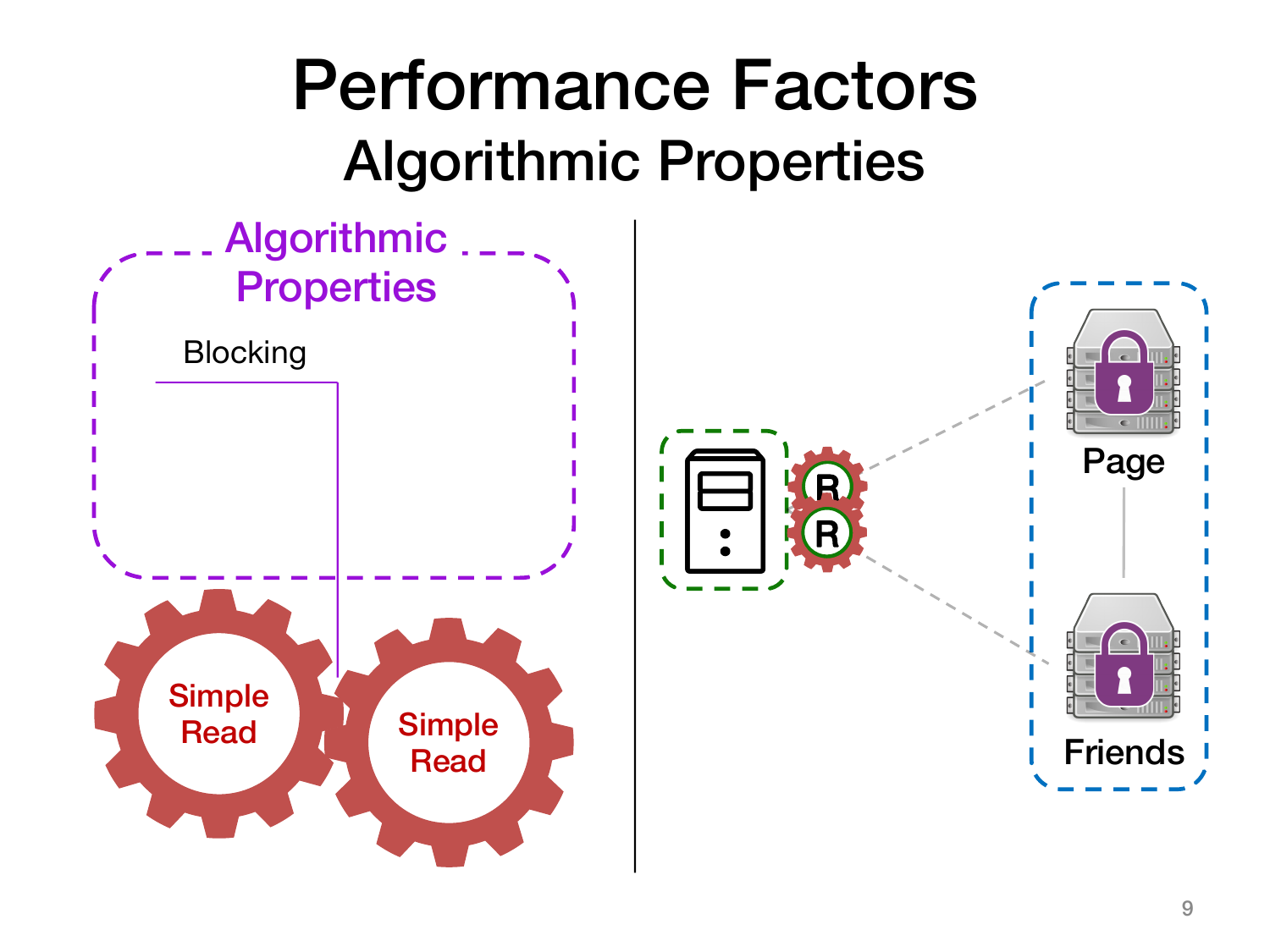# Performance Factors

## Algorithmic Properties

Algorithmic Properties

Blocking

Simple Read

Simple Read

R

R

Page

Friends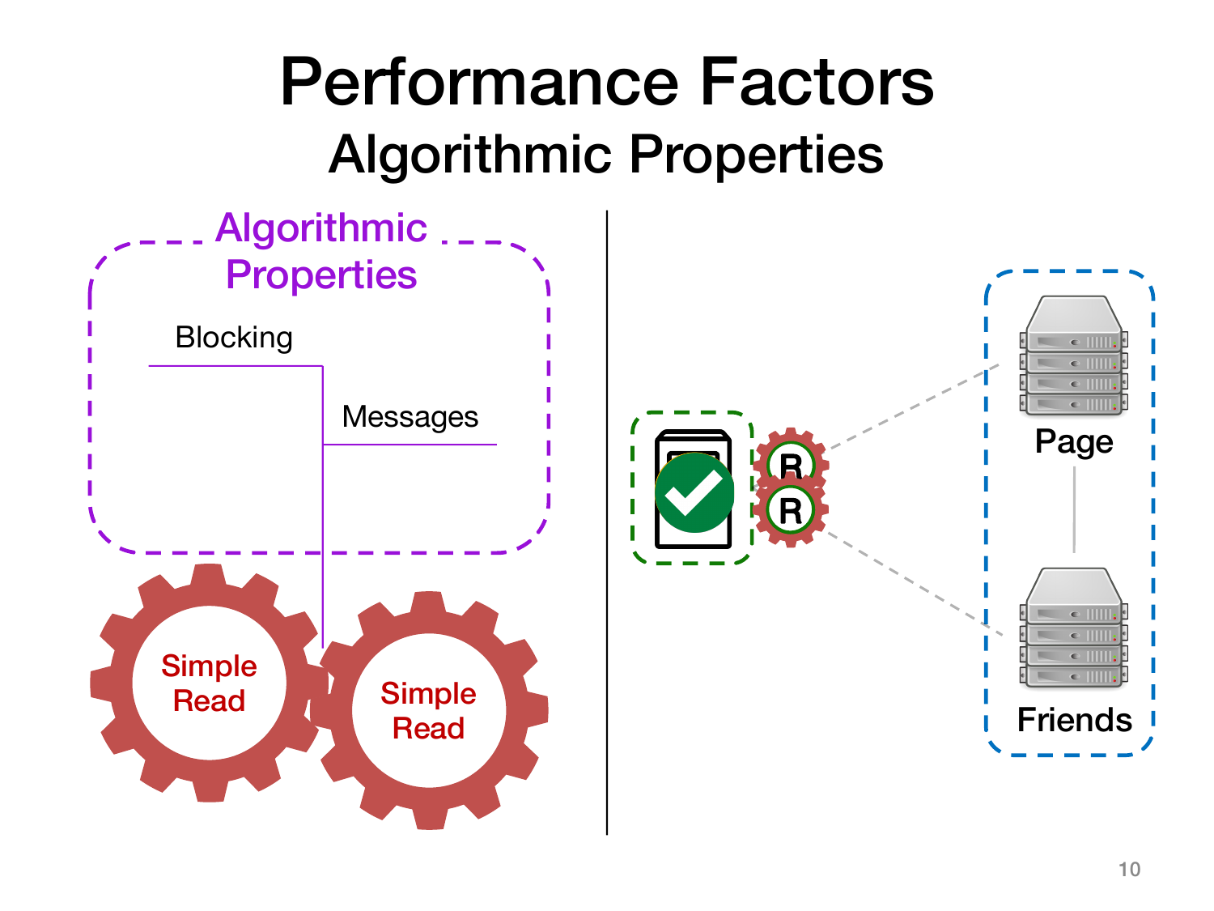# Performance Factors

## Algorithmic Properties

Algorithmic Properties

Blocking

Messages

Simple Read

Simple Read

R

R

Page

Friends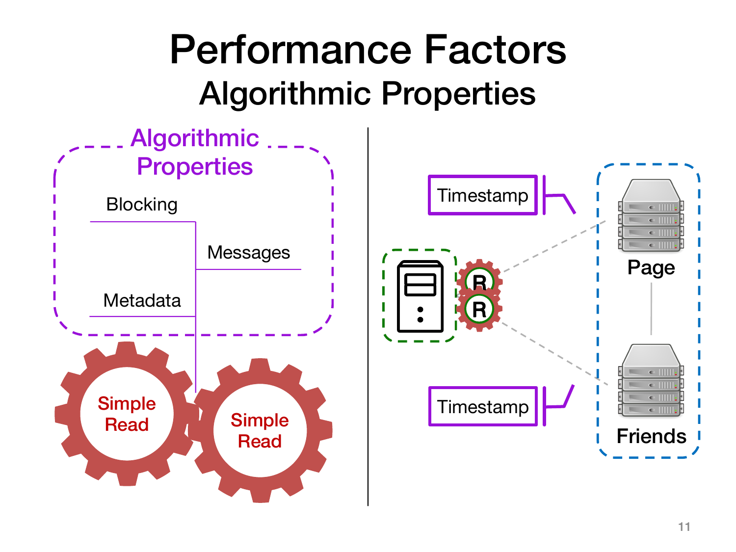# Performance Factors

## Algorithmic Properties

Algorithmic Properties

Blocking

Messages

Metadata

Simple Read

Simple Read

Timestamp

Page

R

R

Friends

Timestamp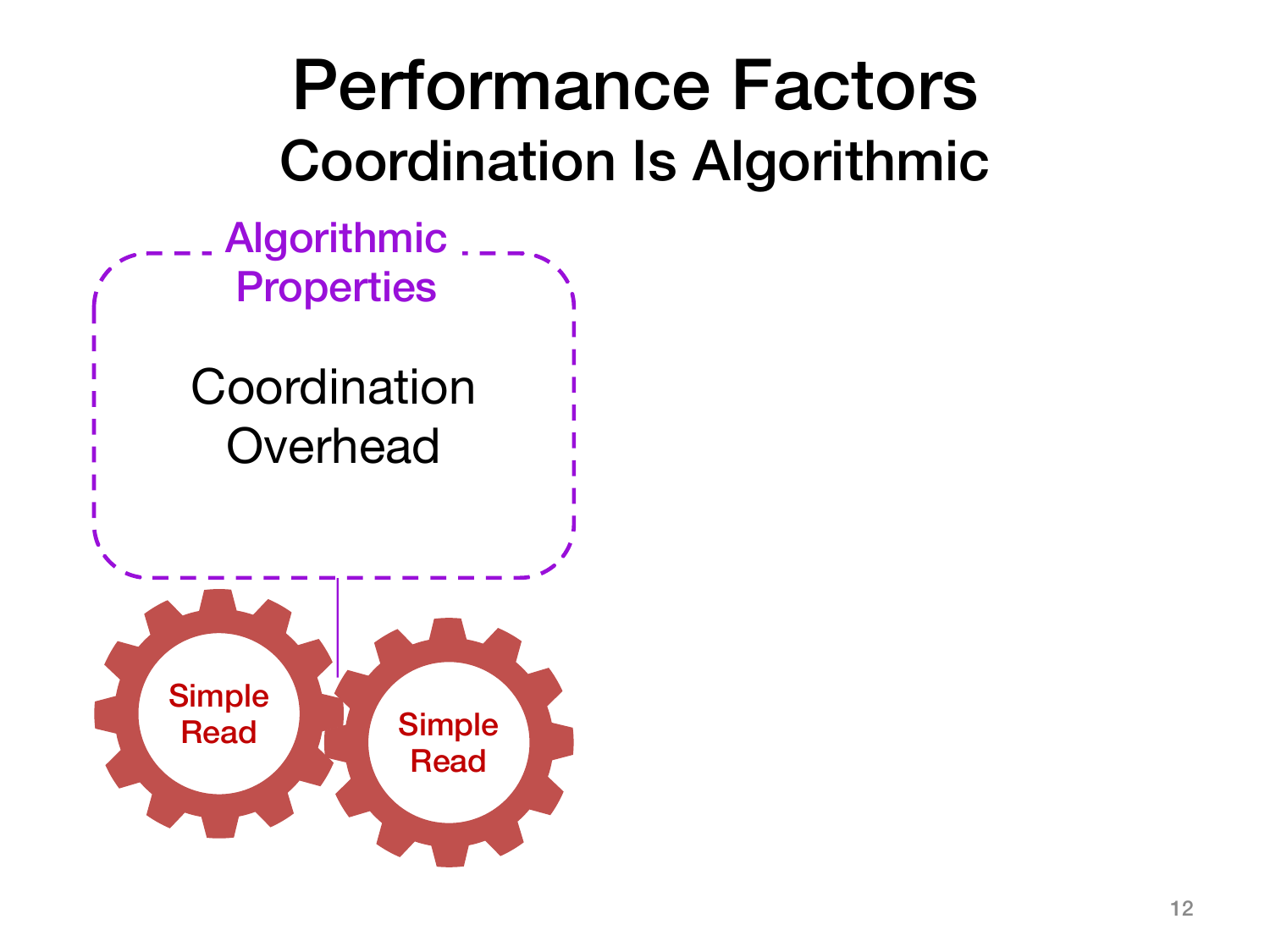# Performance Factors

## Coordination Is Algorithmic

**Algorithmic Properties**

Coordination Overhead

Simple Read

Simple Read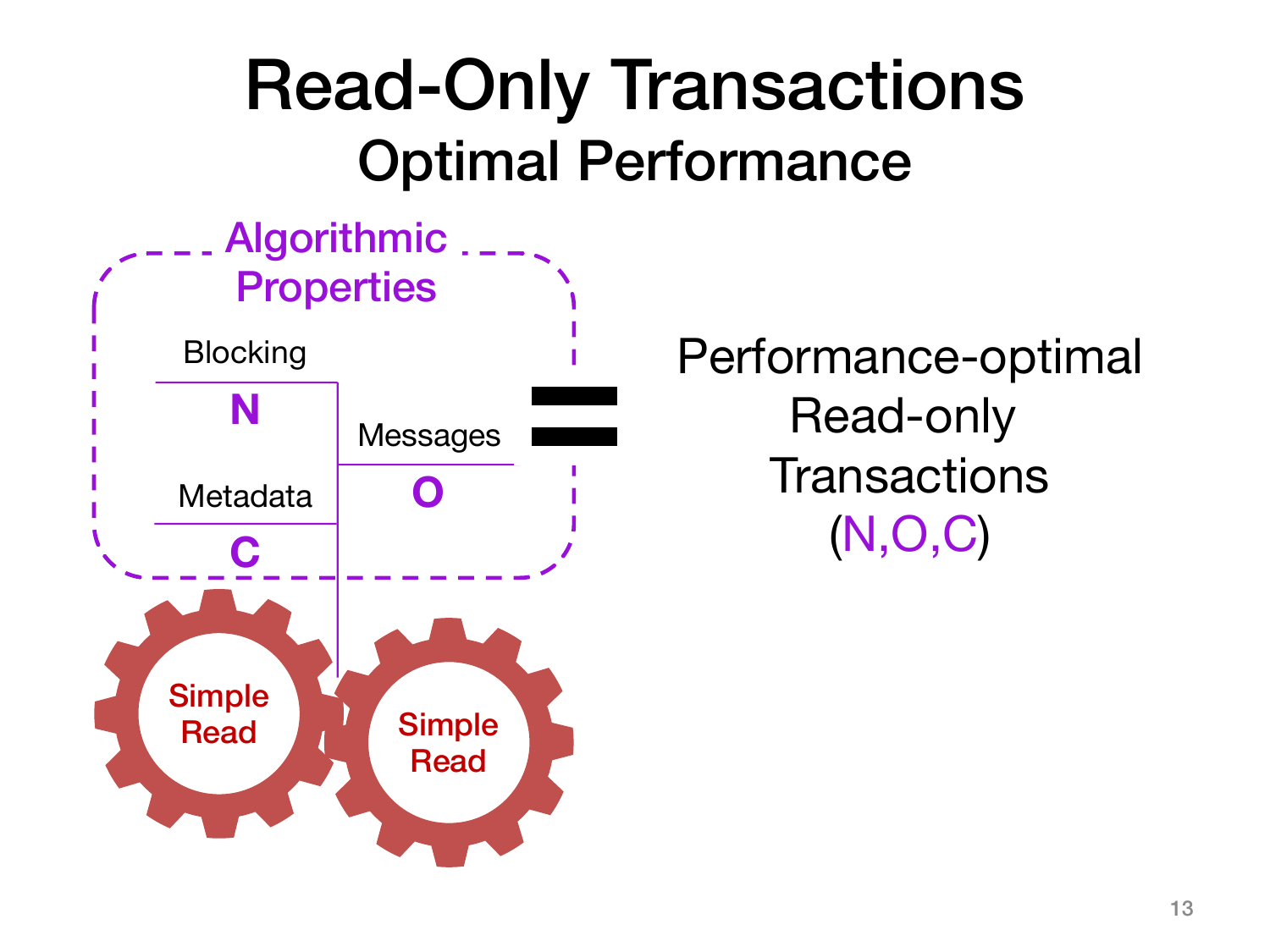# Read-Only Transactions

## Optimal Performance

Algorithmic Properties

Blocking

**N**

Messages

**O**

Metadata

**C**

Simple Read

Simple Read

=

Performance-optimal Read-only Transactions (N,O,C)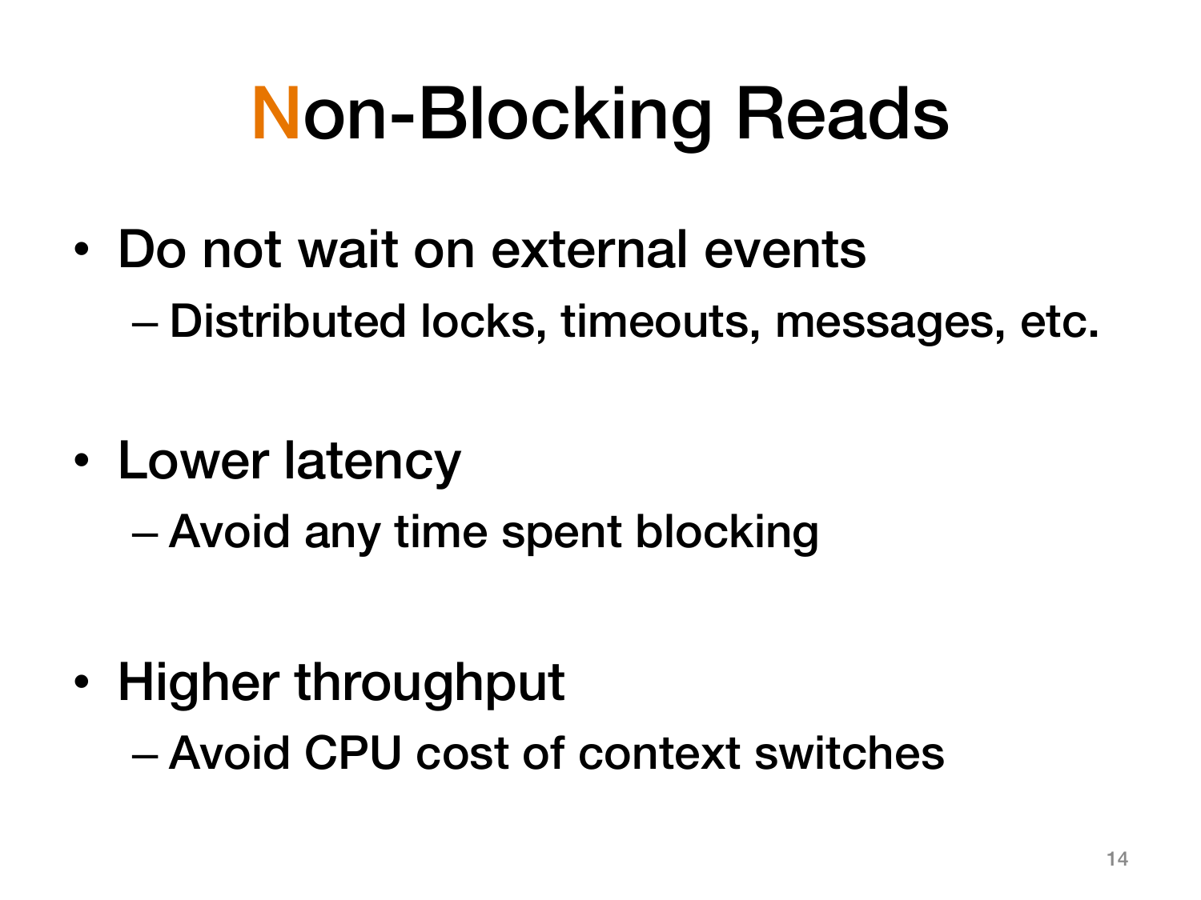# Non-Blocking Reads

- Do not wait on external events
  - Distributed locks, timeouts, messages, etc.
- Lower latency
  - Avoid any time spent blocking
- Higher throughput
  - Avoid CPU cost of context switches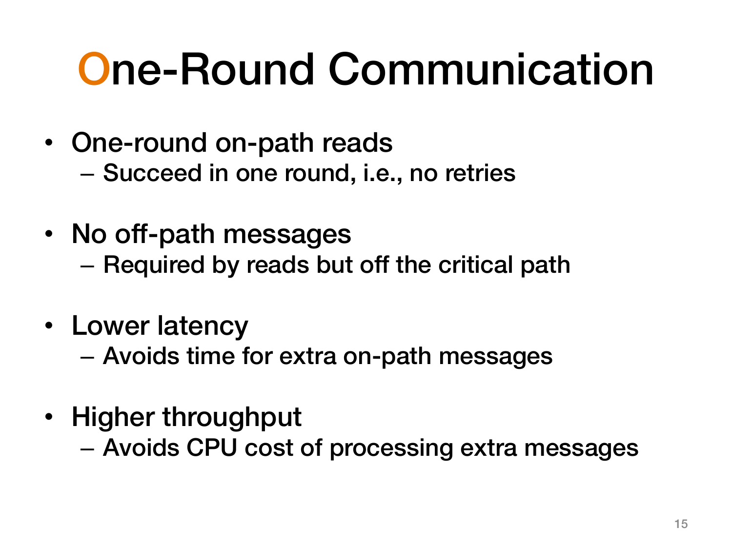# One-Round Communication

- One-round on-path reads
  - Succeed in one round, i.e., no retries
- No off-path messages
  - Required by reads but off the critical path
- Lower latency
  - Avoids time for extra on-path messages
- Higher throughput
  - Avoids CPU cost of processing extra messages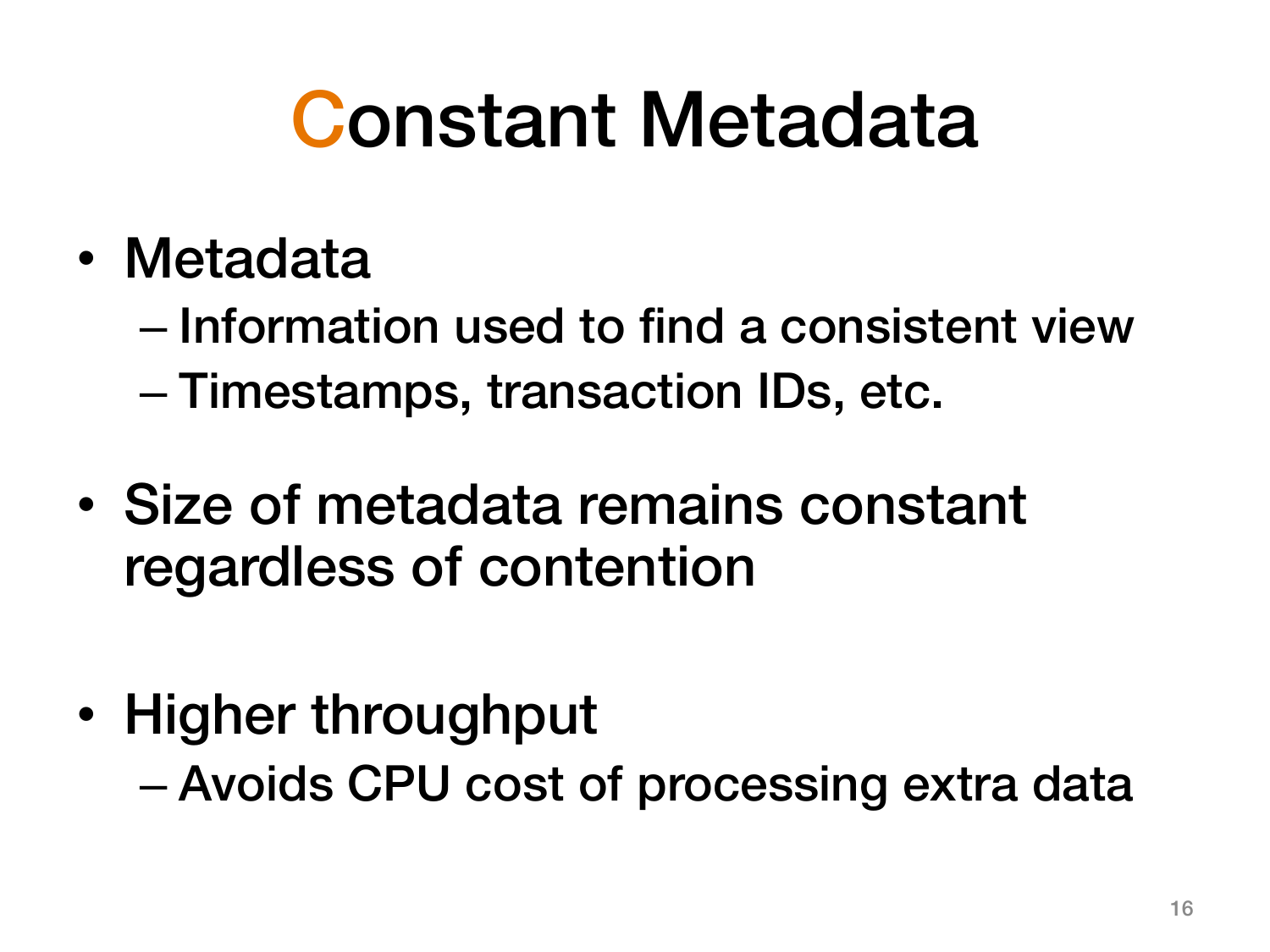# Constant Metadata

- Metadata
  - Information used to find a consistent view
  - Timestamps, transaction IDs, etc.
- Size of metadata remains constant regardless of contention
- Higher throughput
  - Avoids CPU cost of processing extra data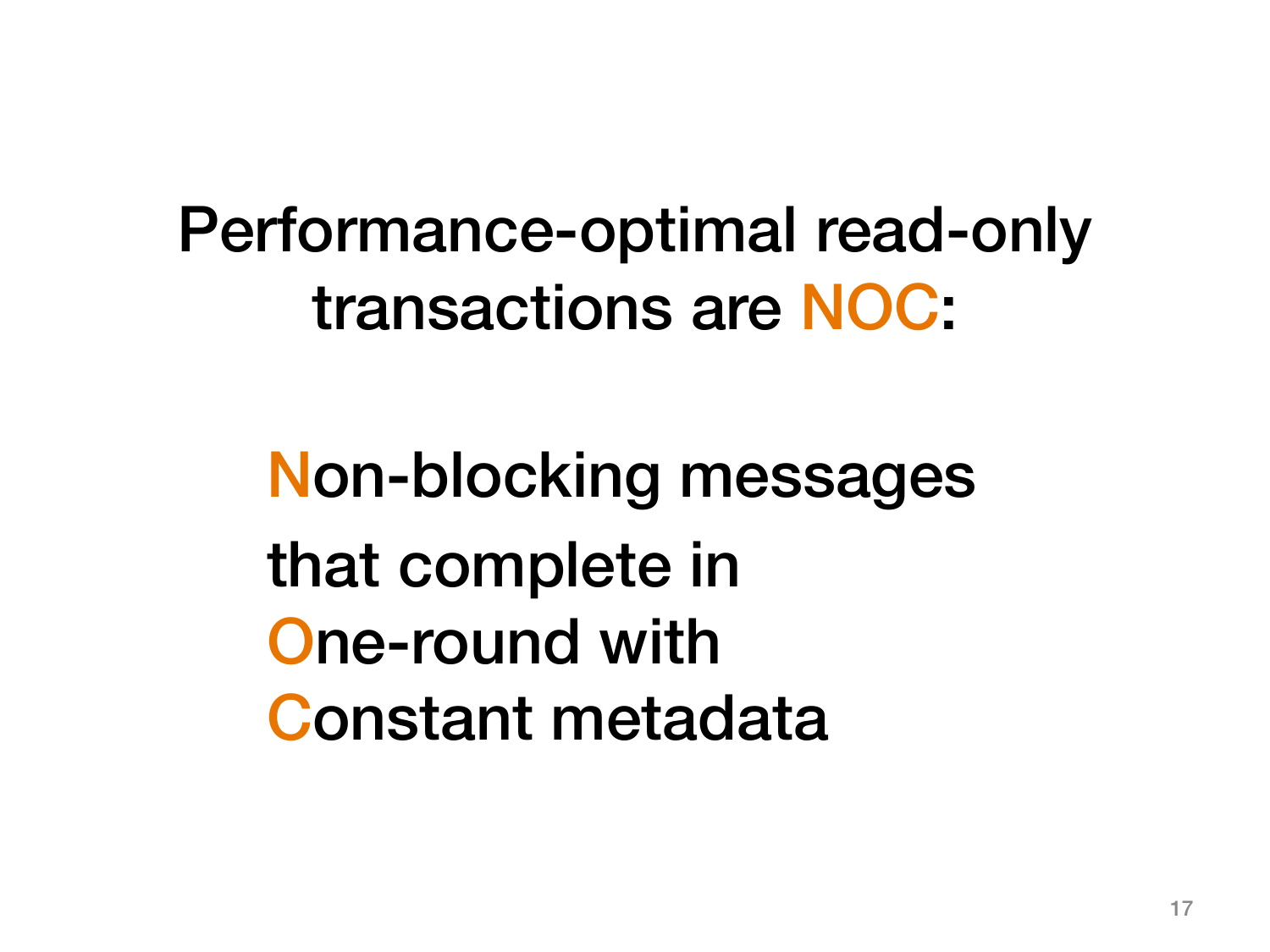# Performance-optimal read-only transactions are NOC:

**N**on-blocking messages
that complete in
**O**ne-round with
**C**onstant metadata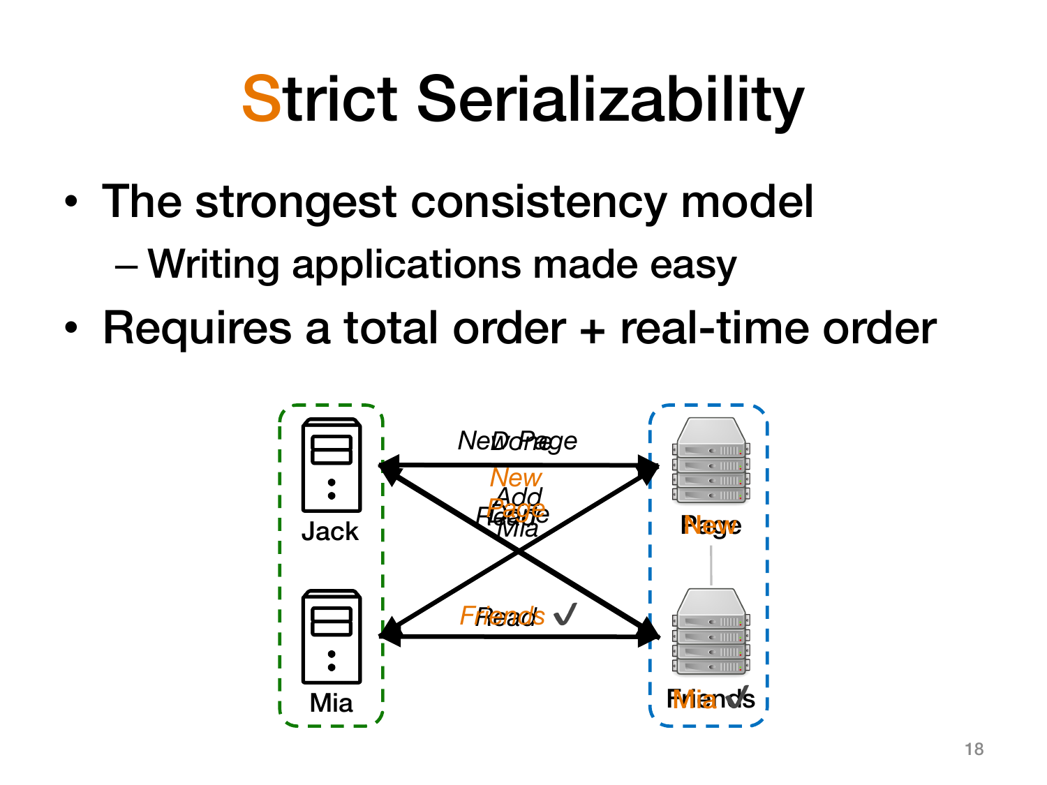# Strict Serializability

- The strongest consistency model
  - Writing applications made easy
- Requires a total order + real-time order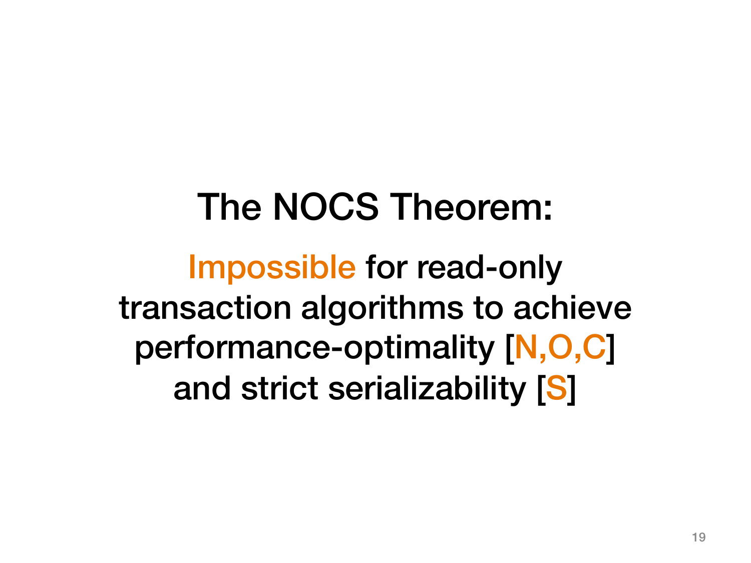# The NOCS Theorem:

Impossible for read-only transaction algorithms to achieve performance-optimality [N,O,C] and strict serializability [S]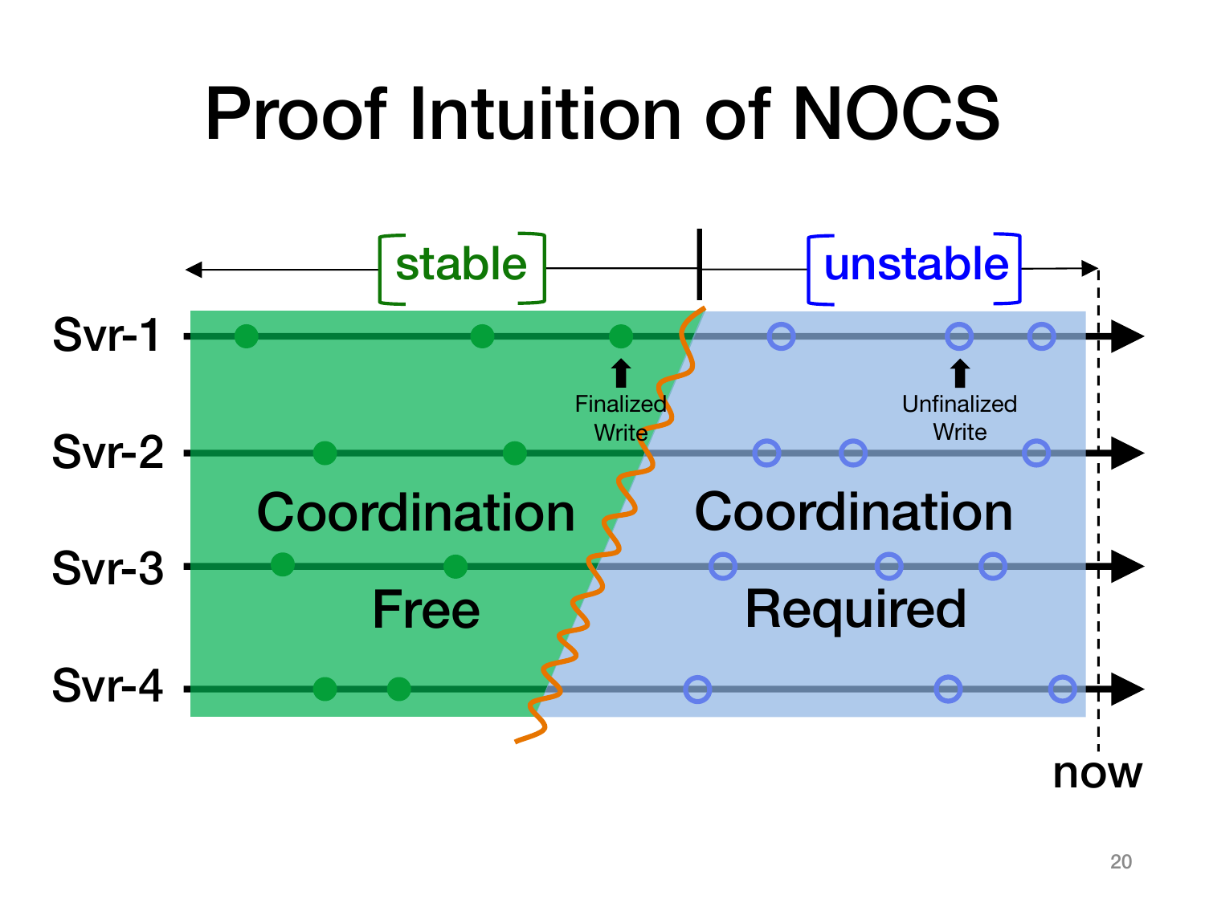# Proof Intuition of NOCS

stable | unstable

Svr-1

Svr-2

Svr-3

Svr-4

Finalized Write

Unfinalized Write

Coordination Free

Coordination Required

now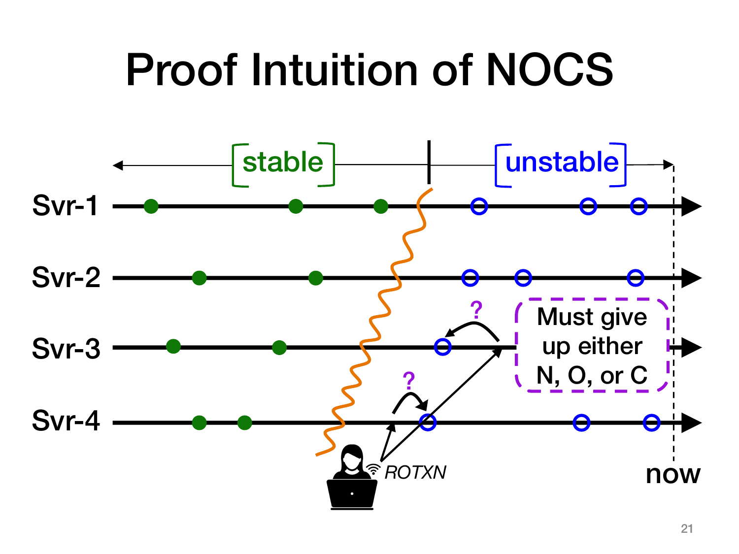# Proof Intuition of NOCS

stable | unstable

Svr-1

Svr-2

Svr-3

Svr-4

ROTXN

Must give up either N, O, or C

now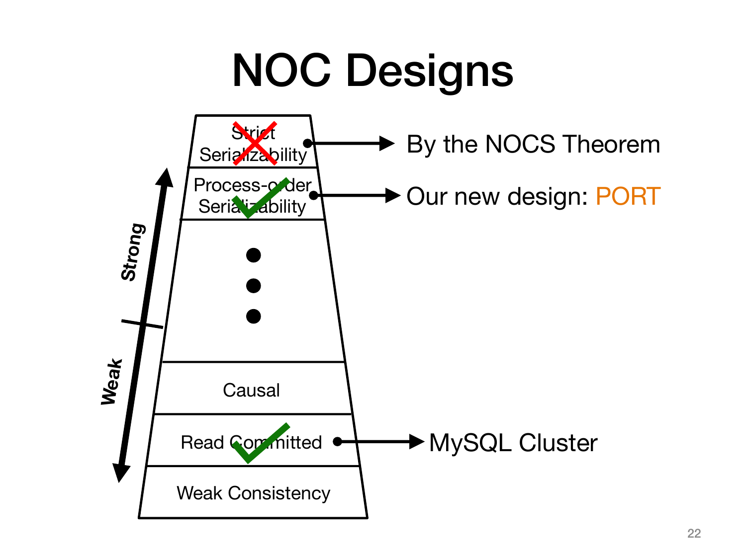# NOC Designs

- Strict Serializability ✗ → By the NOCS Theorem
- Process-order Serializability ✓ → Our new design: PORT
- ⋮
- Causal
- Read Committed ✓ → MySQL Cluster
- Weak Consistency

Strong ↑ / Weak ↓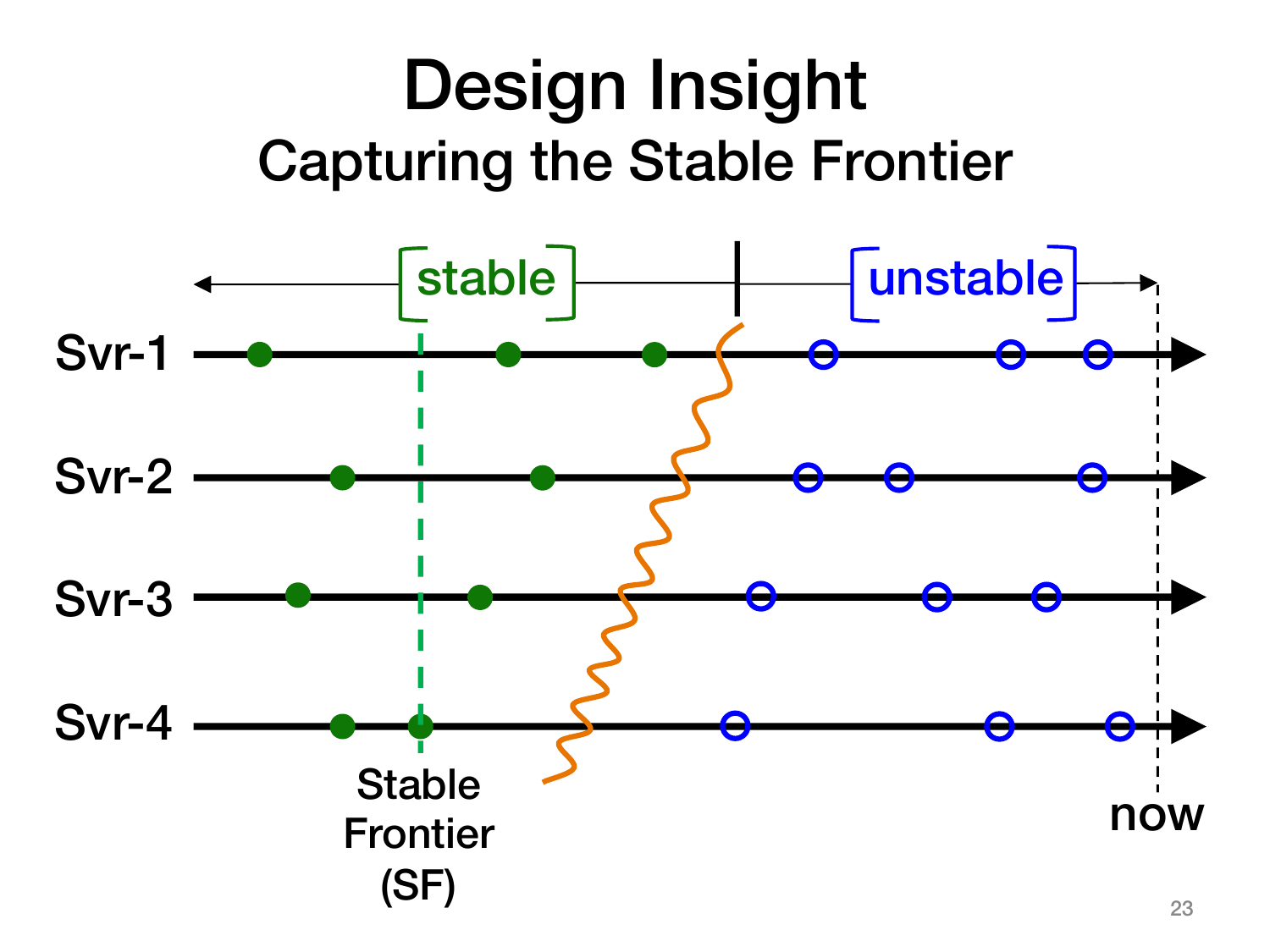# Design Insight

## Capturing the Stable Frontier

stable | unstable

Svr-1

Svr-2

Svr-3

Svr-4

Stable Frontier (SF)

now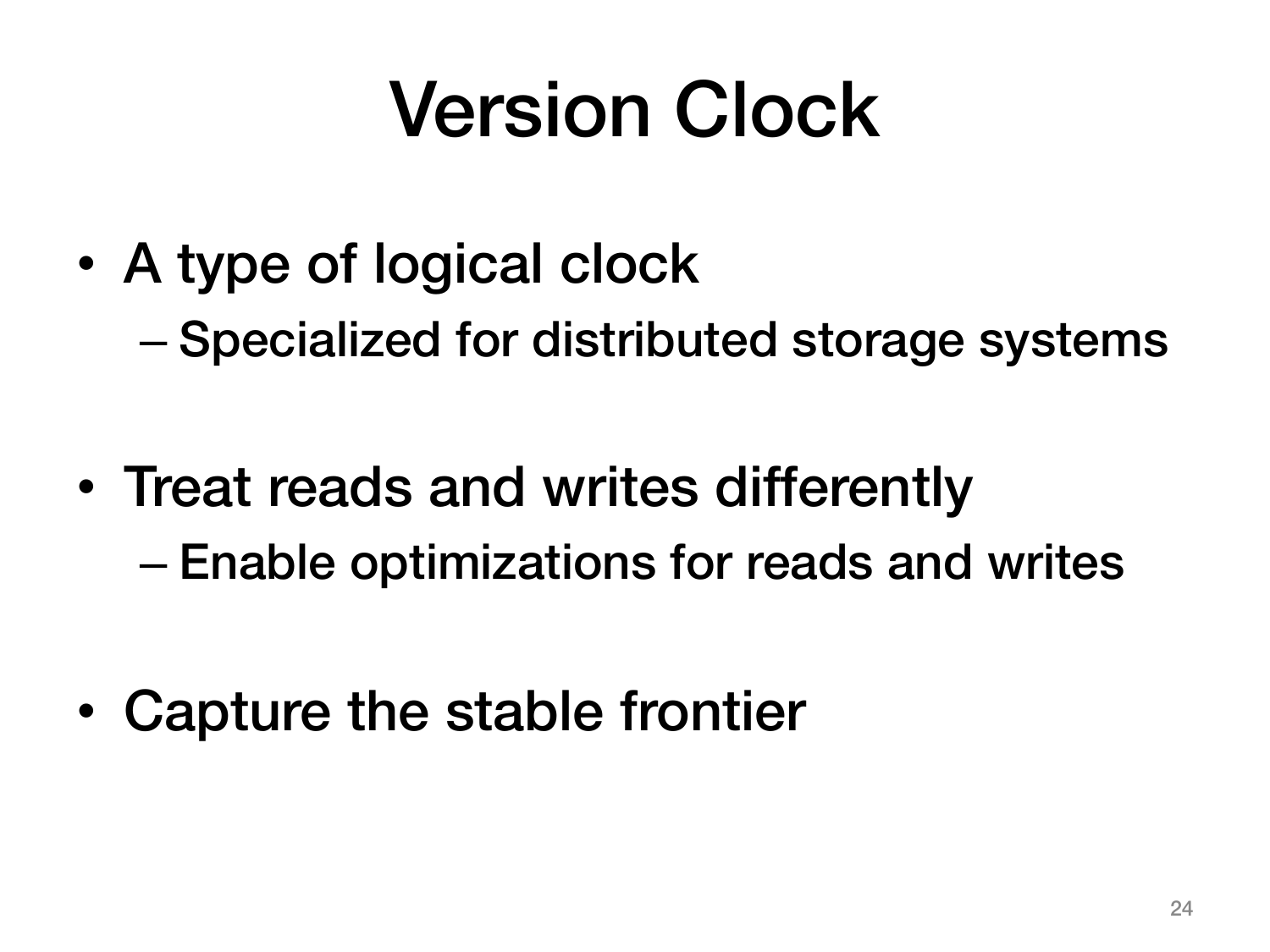# Version Clock

- A type of logical clock
  - Specialized for distributed storage systems
- Treat reads and writes differently
  - Enable optimizations for reads and writes
- Capture the stable frontier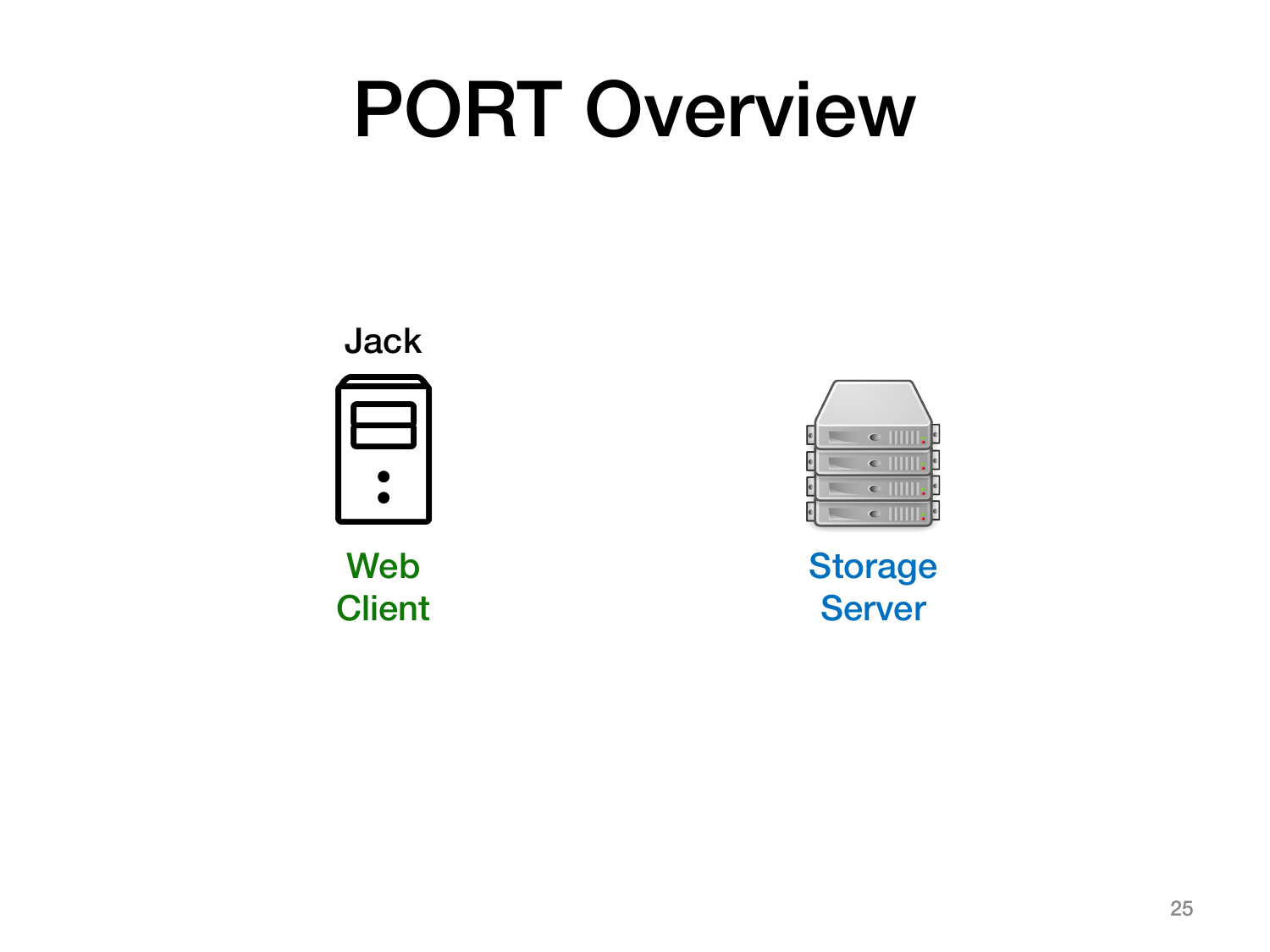# PORT Overview

Jack

Web Client

Storage Server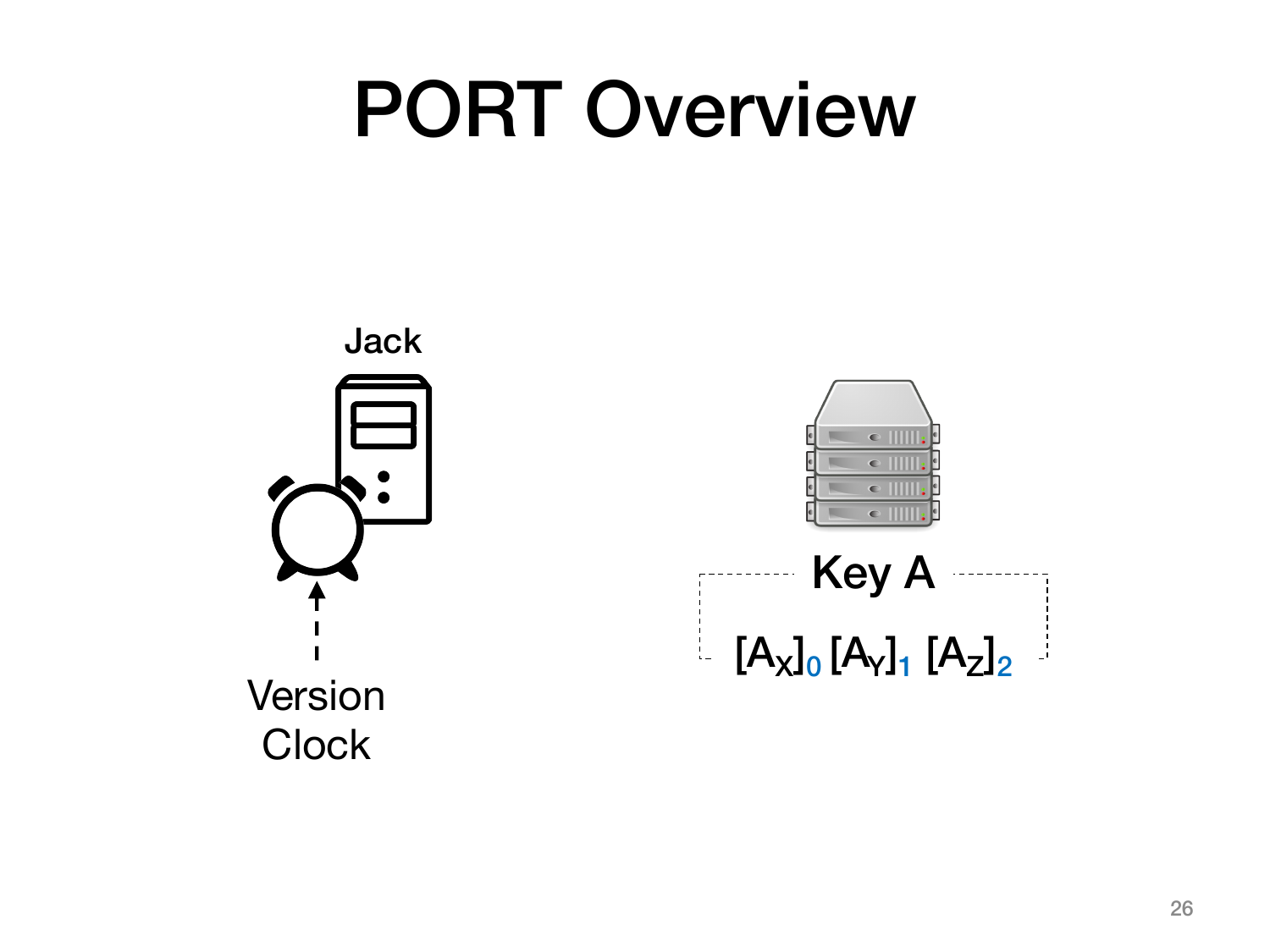# PORT Overview

Jack

Version Clock

Key A

$[A_X]_0$ $[A_Y]_1$ $[A_Z]_2$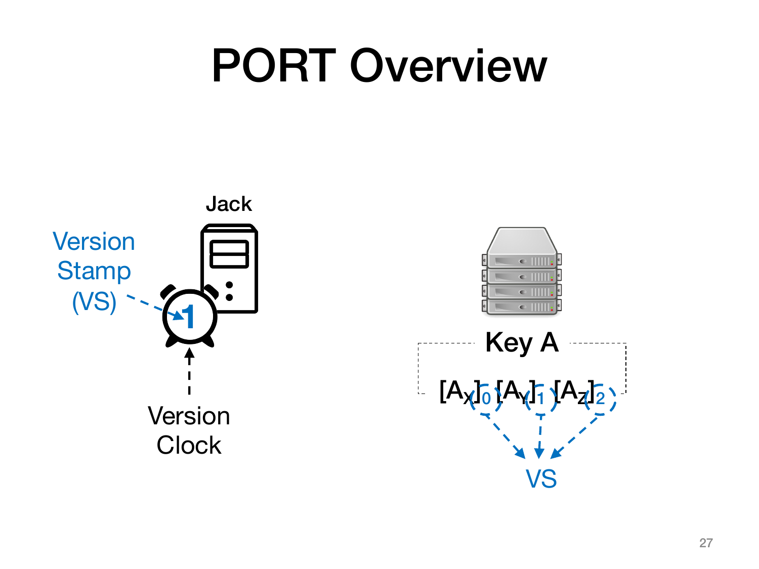# PORT Overview

Jack

Version Stamp (VS)

1

Version Clock

Key A

$[A_X]_0$ $[A_Y]_1$ $[A_Z]_2$

VS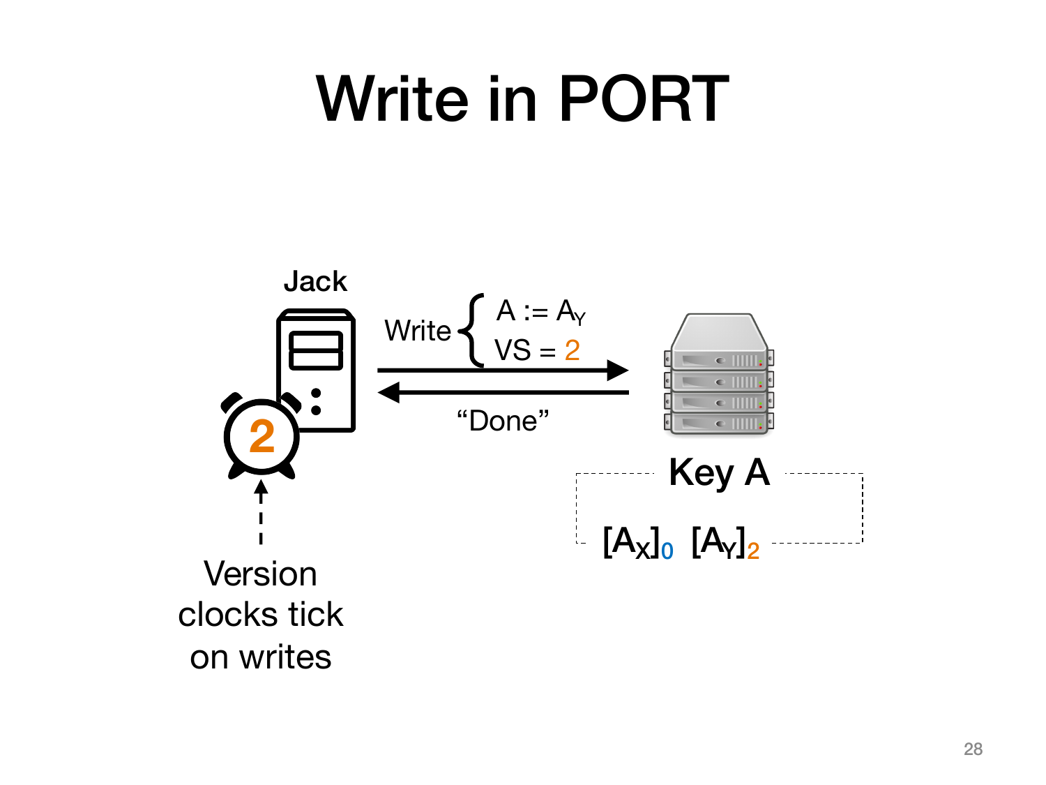# Write in PORT

Jack

Write { $A := A_Y$, $VS = 2$ }

"Done"

2

Version clocks tick on writes

Key A

$[A_X]_0$ $[A_Y]_2$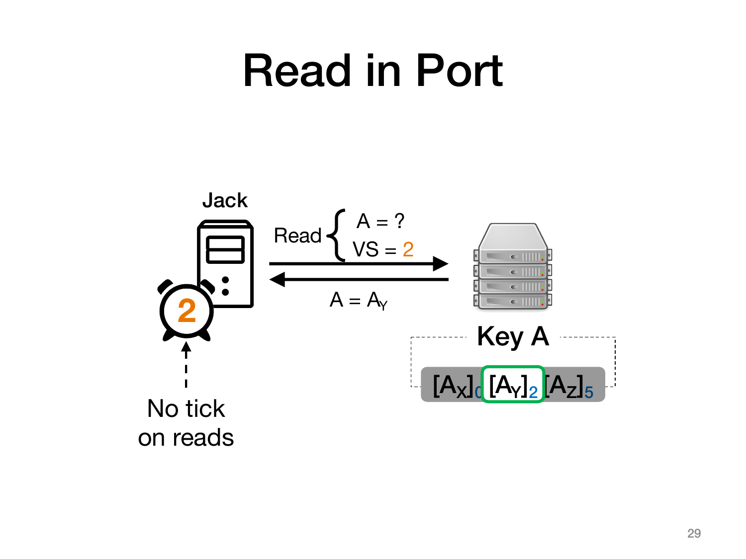# Read in Port

Jack

Read { A = ? , VS = 2 }

A = $A_Y$

2

No tick on reads

Key A

$[A_X]_0$ $[A_Y]_2$ $[A_Z]_5$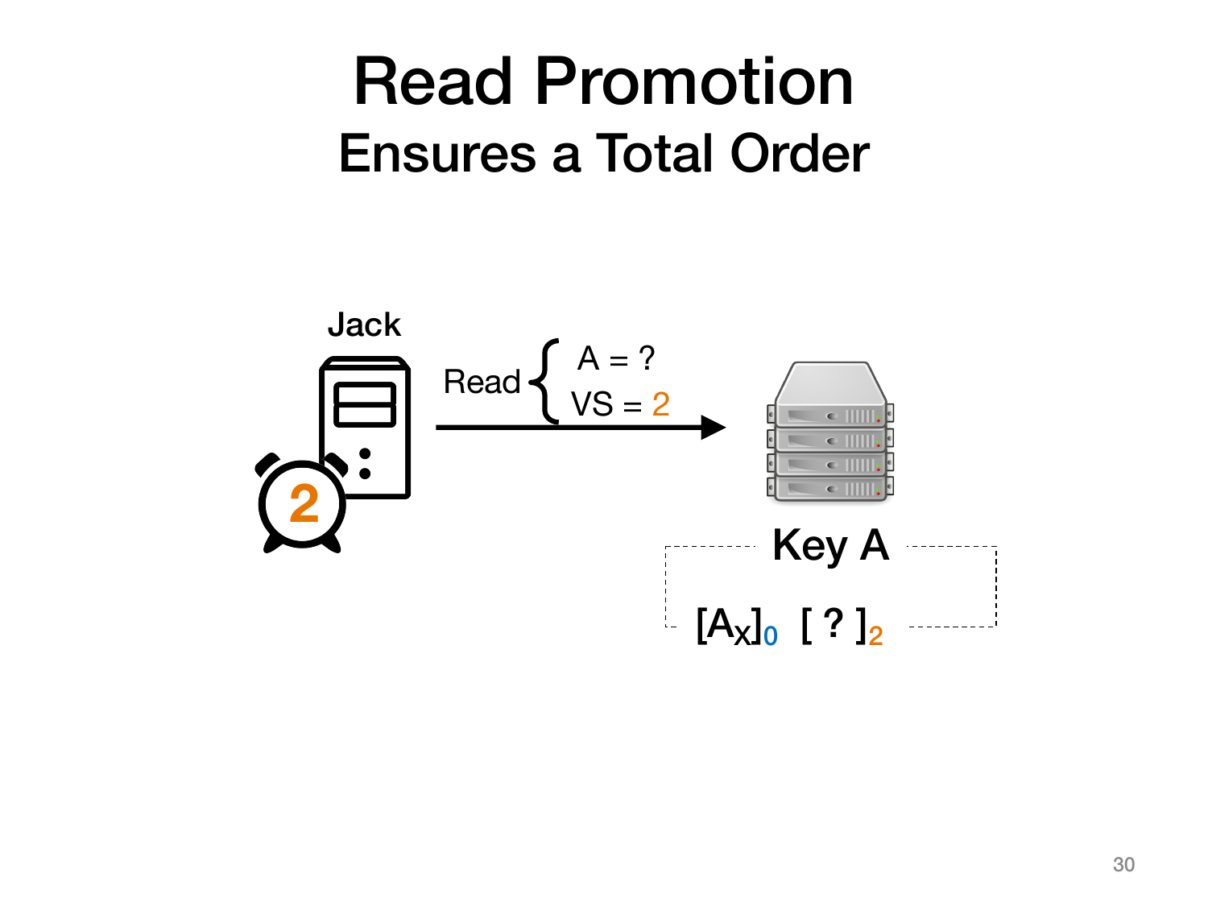# Read Promotion

## Ensures a Total Order

Jack

2

Read { A = ?, VS = 2 }

Key A

$[A_X]_0$ $[\ ?\ ]_2$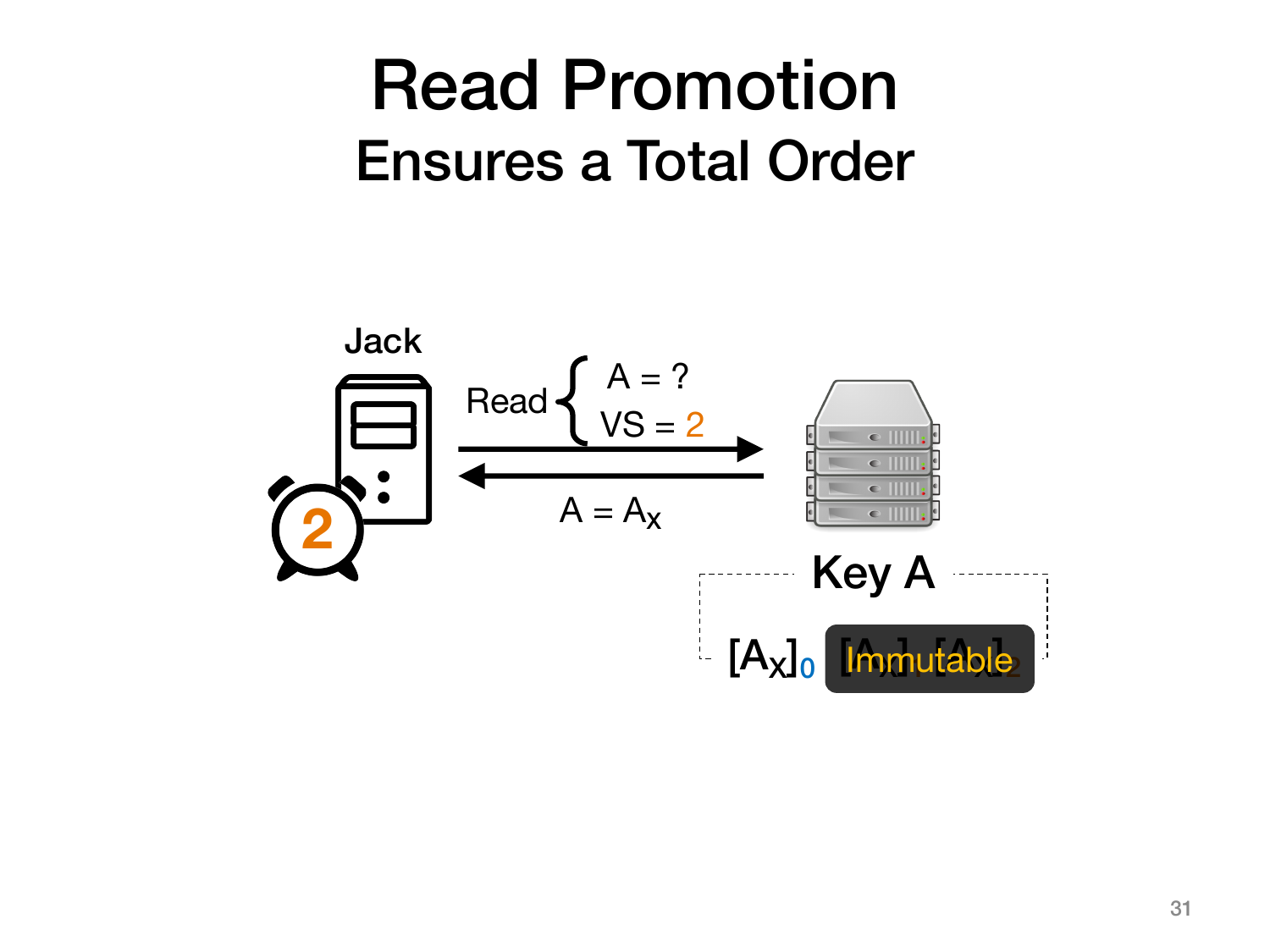# Read Promotion

## Ensures a Total Order

Jack

2

Read { A = ? ; VS = 2 }

A = $A_x$

Key A

$[A_x]_0$ Immutable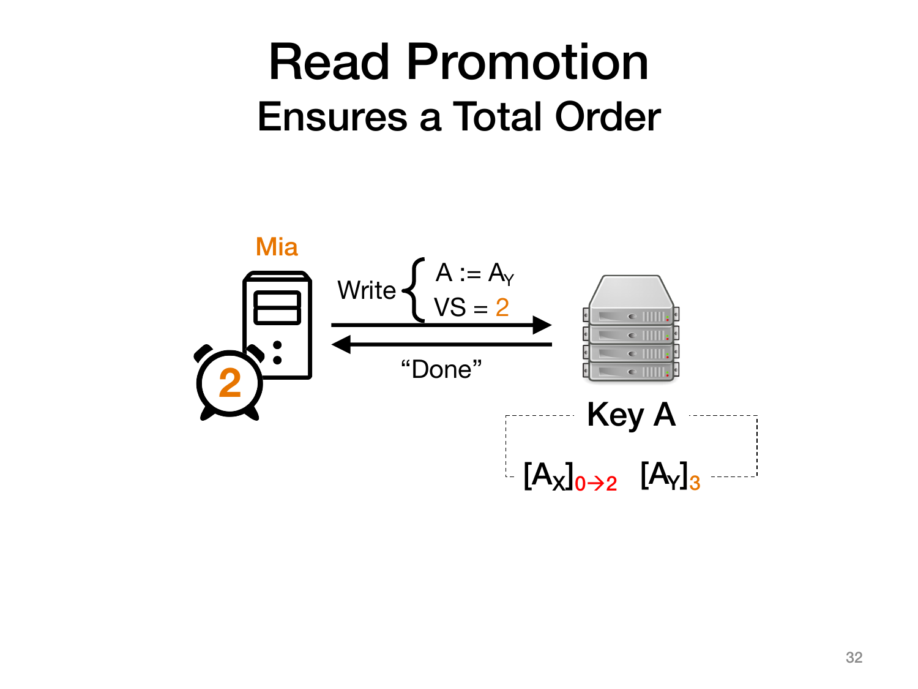# Read Promotion

## Ensures a Total Order

Mia

2

Write { $A := A_Y$, VS = 2 }

"Done"

Key A

$[A_X]_{0 \rightarrow 2}$ $[A_Y]_3$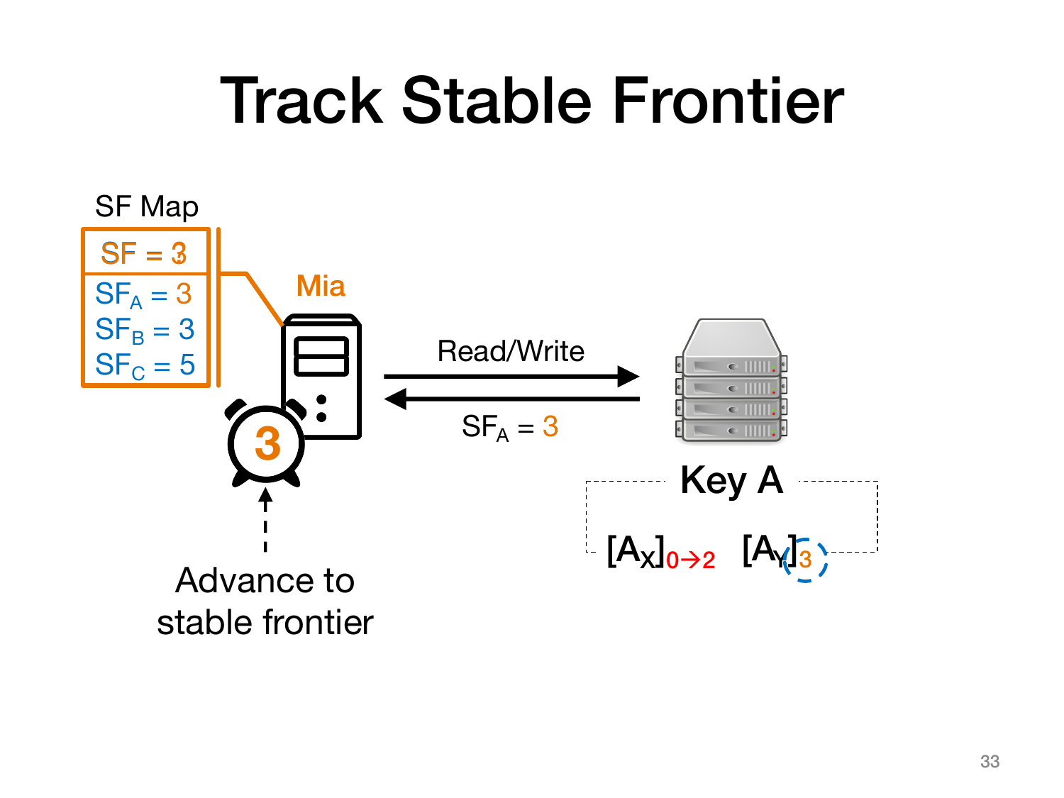# Track Stable Frontier

SF Map

| SF = 3 |
| --- |
| $SF_A = 3$ <br> $SF_B = 3$ <br> $SF_C = 5$ |

Mia

Read/Write

$SF_A = 3$

3

Advance to stable frontier

Key A

$[A_X]_{0 \rightarrow 2}$ $[A_Y]_3$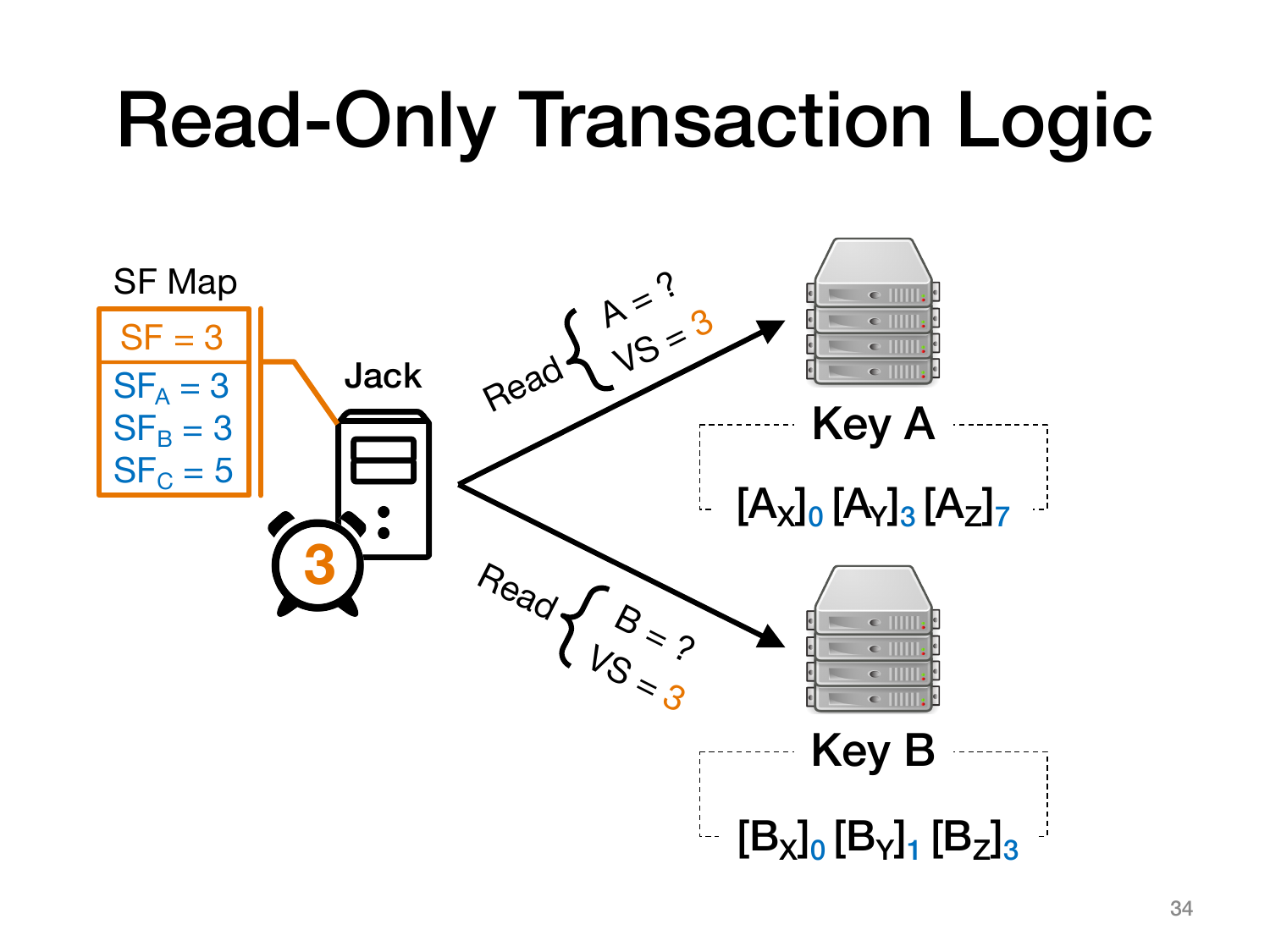# Read-Only Transaction Logic

SF Map

SF = 3

$SF_A = 3$
$SF_B = 3$
$SF_C = 5$

Jack

3

Read { A = ?, VS = 3 }

Read { B = ?, VS = 3 }

Key A

$[A_X]_0$ $[A_Y]_3$ $[A_Z]_7$

Key B

$[B_X]_0$ $[B_Y]_1$ $[B_Z]_3$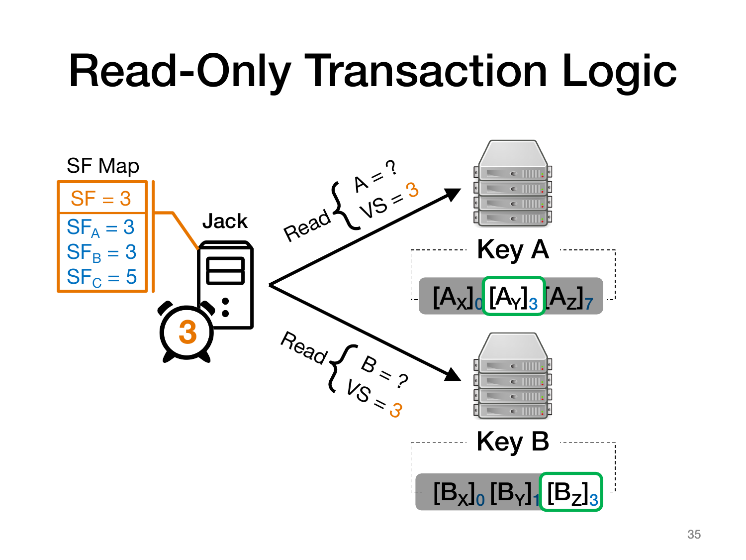# Read-Only Transaction Logic

SF Map

- SF = 3
- $SF_A = 3$
- $SF_B = 3$
- $SF_C = 5$

Jack

3

Read { A = ?, VS = 3 }

Read { B = ?, VS = 3 }

Key A

$[A_X]_0$ $[A_Y]_3$ $[A_Z]_7$

Key B

$[B_X]_0$ $[B_Y]_1$ $[B_Z]_3$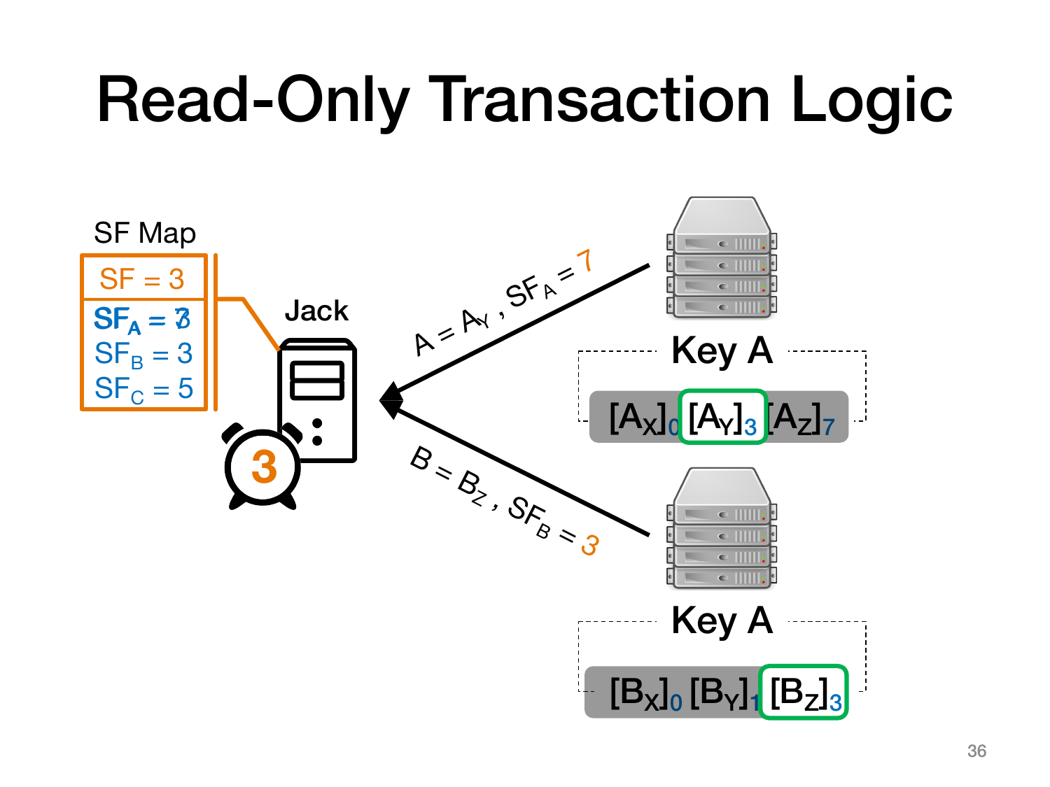# Read-Only Transaction Logic

SF Map

| SF = 3 |
| --- |
| $SF_A = 7$ / $3$ |
| $SF_B = 3$ |
| $SF_C = 5$ |

Jack

3

$A = A_Y$ , $SF_A = 7$

$B = B_Z$ , $SF_B = 3$

Key A

$[A_X]_0$ $[A_Y]_3$ $[A_Z]_7$

Key A

$[B_X]_0$ $[B_Y]_1$ $[B_Z]_3$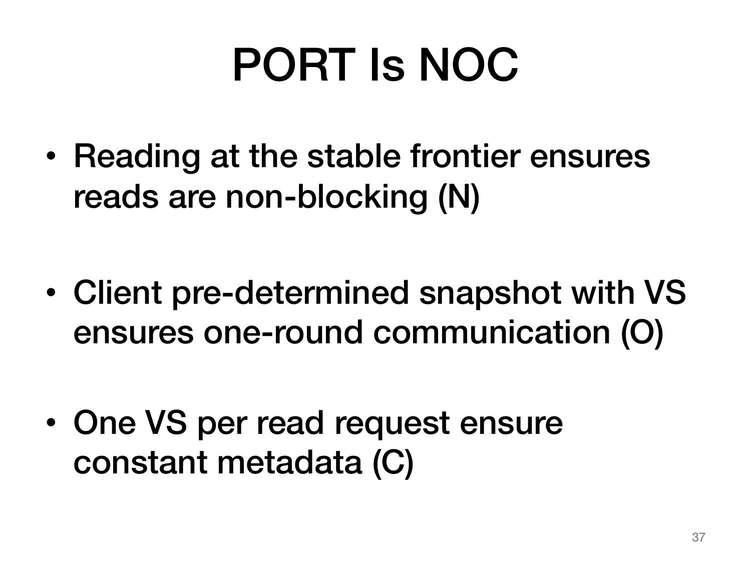# PORT Is NOC

- Reading at the stable frontier ensures reads are non-blocking (N)
- Client pre-determined snapshot with VS ensures one-round communication (O)
- One VS per read request ensure constant metadata (C)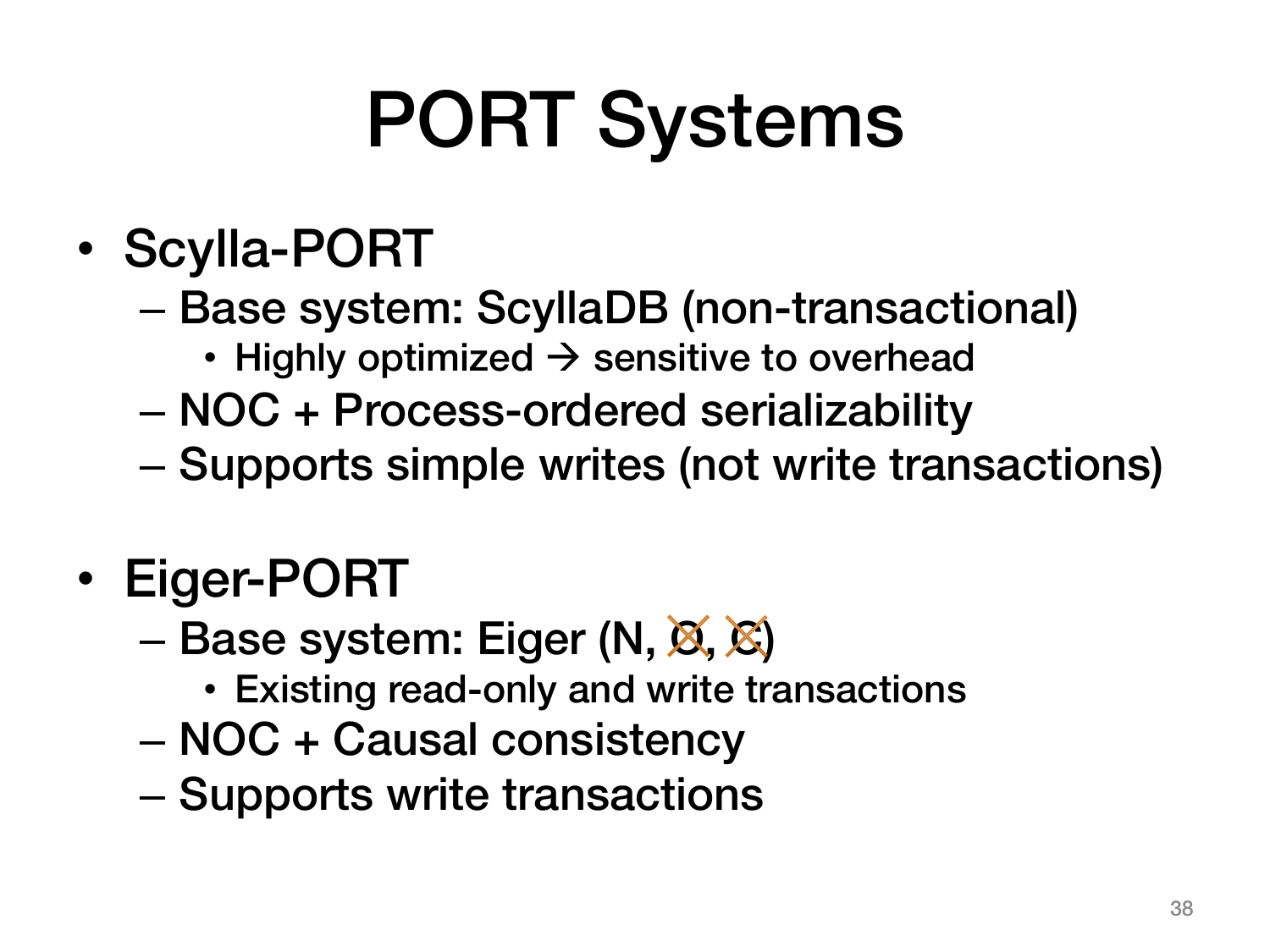# PORT Systems

- Scylla-PORT
  - Base system: ScyllaDB (non-transactional)
    - Highly optimized → sensitive to overhead
  - NOC + Process-ordered serializability
  - Supports simple writes (not write transactions)

- Eiger-PORT
  - Base system: Eiger (N, ~~O~~, ~~C~~)
    - Existing read-only and write transactions
  - NOC + Causal consistency
  - Supports write transactions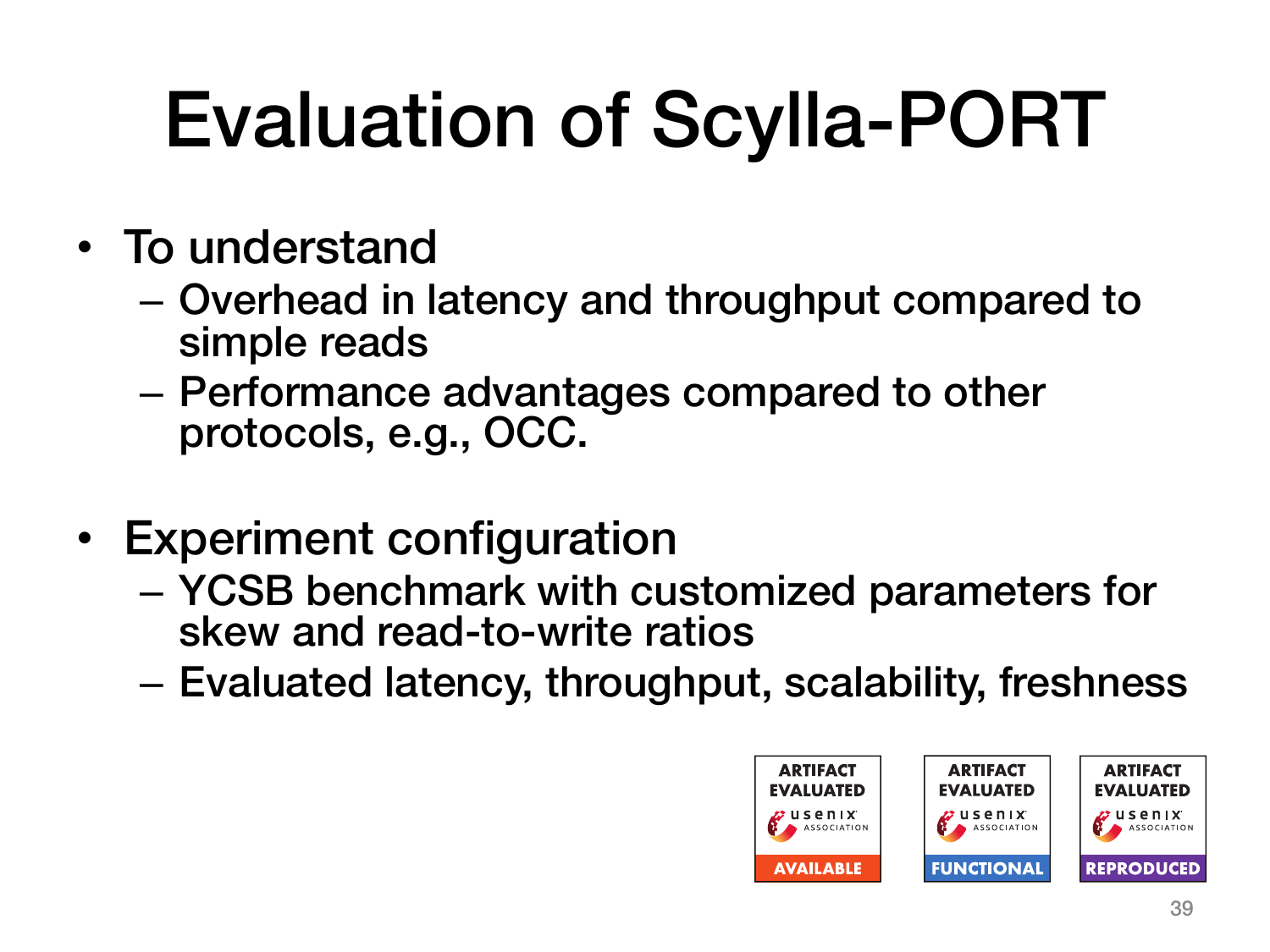# Evaluation of Scylla-PORT

- To understand
  - Overhead in latency and throughput compared to simple reads
  - Performance advantages compared to other protocols, e.g., OCC.
- Experiment configuration
  - YCSB benchmark with customized parameters for skew and read-to-write ratios
  - Evaluated latency, throughput, scalability, freshness

ARTIFACT EVALUATED usenix ASSOCIATION AVAILABLE

ARTIFACT EVALUATED usenix ASSOCIATION FUNCTIONAL

ARTIFACT EVALUATED usenix ASSOCIATION REPRODUCED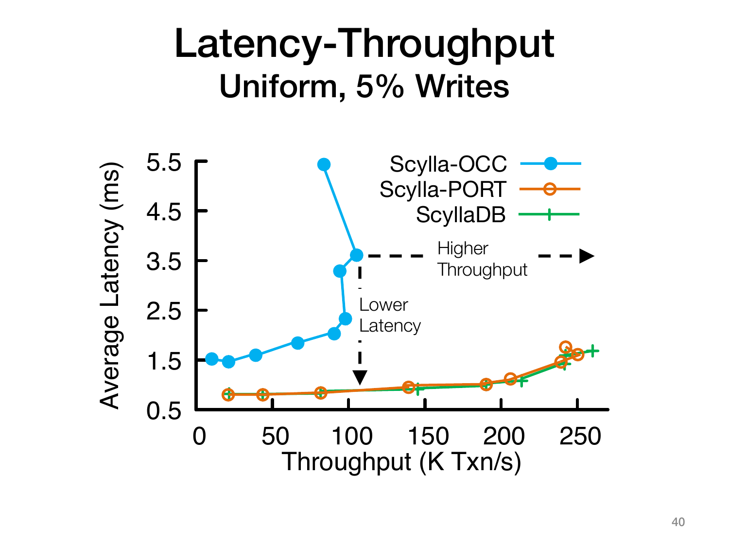# Latency-Throughput

## Uniform, 5% Writes

Average Latency (ms)

5.5
4.5
3.5
2.5
1.5
0.5

0 50 100 150 200 250

Throughput (K Txn/s)

Scylla-OCC
Scylla-PORT
ScyllaDB

Higher Throughput

Lower Latency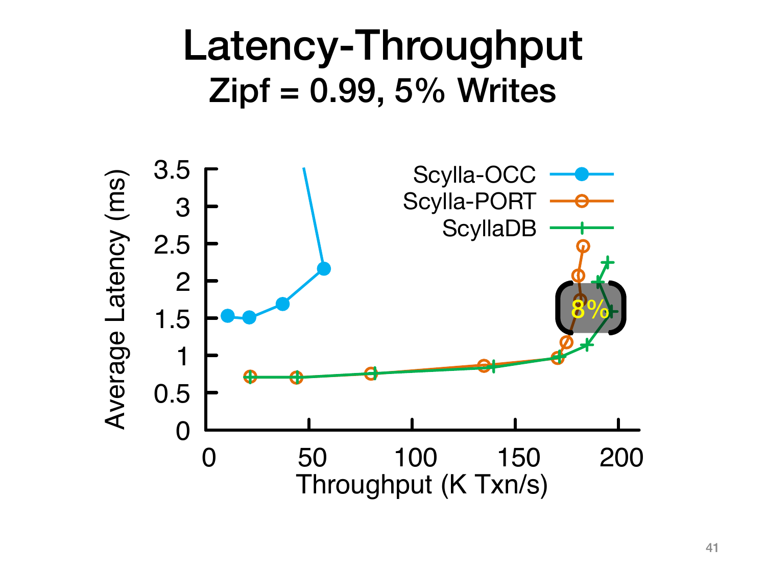# Latency-Throughput

## Zipf = 0.99, 5% Writes

Average Latency (ms)

3.5
3
2.5
2
1.5
1
0.5
0

0 50 100 150 200

Throughput (K Txn/s)

Scylla-OCC
Scylla-PORT
ScyllaDB

8%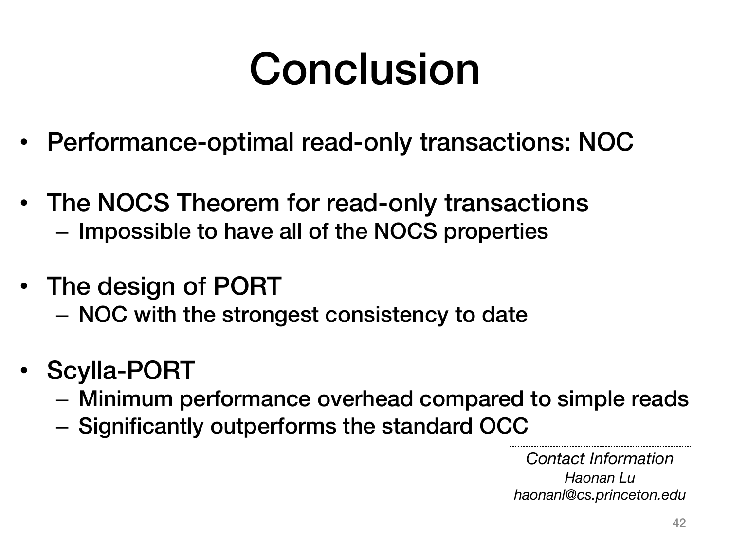# Conclusion

- Performance-optimal read-only transactions: NOC
- The NOCS Theorem for read-only transactions
  - Impossible to have all of the NOCS properties
- The design of PORT
  - NOC with the strongest consistency to date
- Scylla-PORT
  - Minimum performance overhead compared to simple reads
  - Significantly outperforms the standard OCC

*Contact Information*
*Haonan Lu*
*haonanl@cs.princeton.edu*